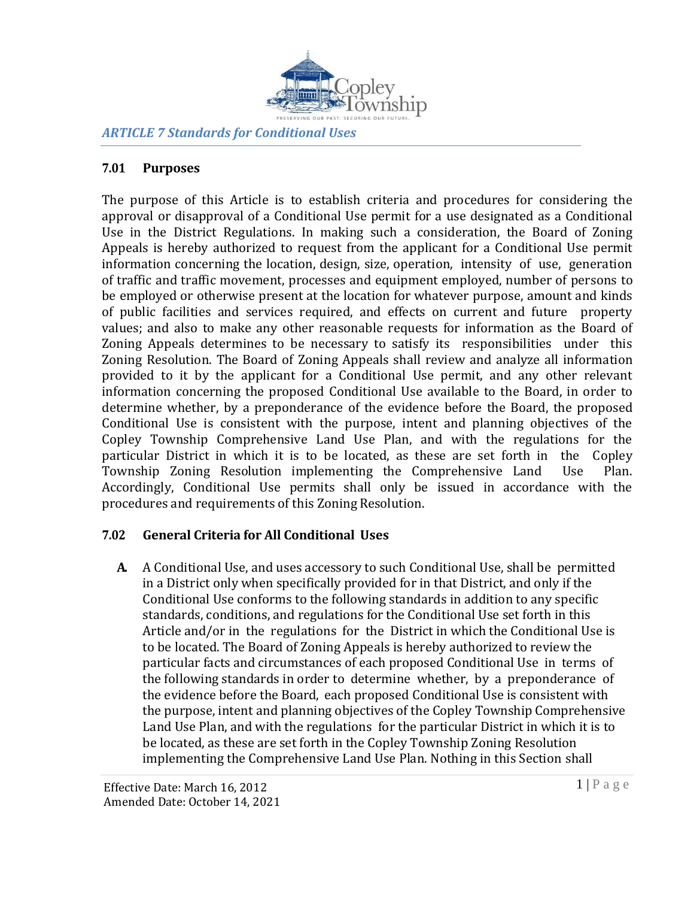# ARTICLE 7 Standards for Conditional Uses

## 7.01 Purposes

The purpose of this Article is to establish criteria and procedures for considering the approval or disapproval of a Conditional Use permit for a use designated as a Conditional Use in the District Regulations. In making such a consideration, the Board of Zoning Appeals is hereby authorized to request from the applicant for a Conditional Use permit information concerning the location, design, size, operation, intensity of use, generation of traffic and traffic movement, processes and equipment employed, number of persons to be employed or otherwise present at the location for whatever purpose, amount and kinds of public facilities and services required, and effects on current and future property values; and also to make any other reasonable requests for information as the Board of Zoning Appeals determines to be necessary to satisfy its responsibilities under this Zoning Resolution. The Board of Zoning Appeals shall review and analyze all information provided to it by the applicant for a Conditional Use permit, and any other relevant information concerning the proposed Conditional Use available to the Board, in order to determine whether, by a preponderance of the evidence before the Board, the proposed Conditional Use is consistent with the purpose, intent and planning objectives of the Copley Township Comprehensive Land Use Plan, and with the regulations for the particular District in which it is to be located, as these are set forth in the Copley Township Zoning Resolution implementing the Comprehensive Land Use Plan. Accordingly, Conditional Use permits shall only be issued in accordance with the procedures and requirements of this Zoning Resolution.

## 7.02 General Criteria for All Conditional Uses

**A.** A Conditional Use, and uses accessory to such Conditional Use, shall be permitted in a District only when specifically provided for in that District, and only if the Conditional Use conforms to the following standards in addition to any specific standards, conditions, and regulations for the Conditional Use set forth in this Article and/or in the regulations for the District in which the Conditional Use is to be located. The Board of Zoning Appeals is hereby authorized to review the particular facts and circumstances of each proposed Conditional Use in terms of the following standards in order to determine whether, by a preponderance of the evidence before the Board, each proposed Conditional Use is consistent with the purpose, intent and planning objectives of the Copley Township Comprehensive Land Use Plan, and with the regulations for the particular District in which it is to be located, as these are set forth in the Copley Township Zoning Resolution implementing the Comprehensive Land Use Plan. Nothing in this Section shall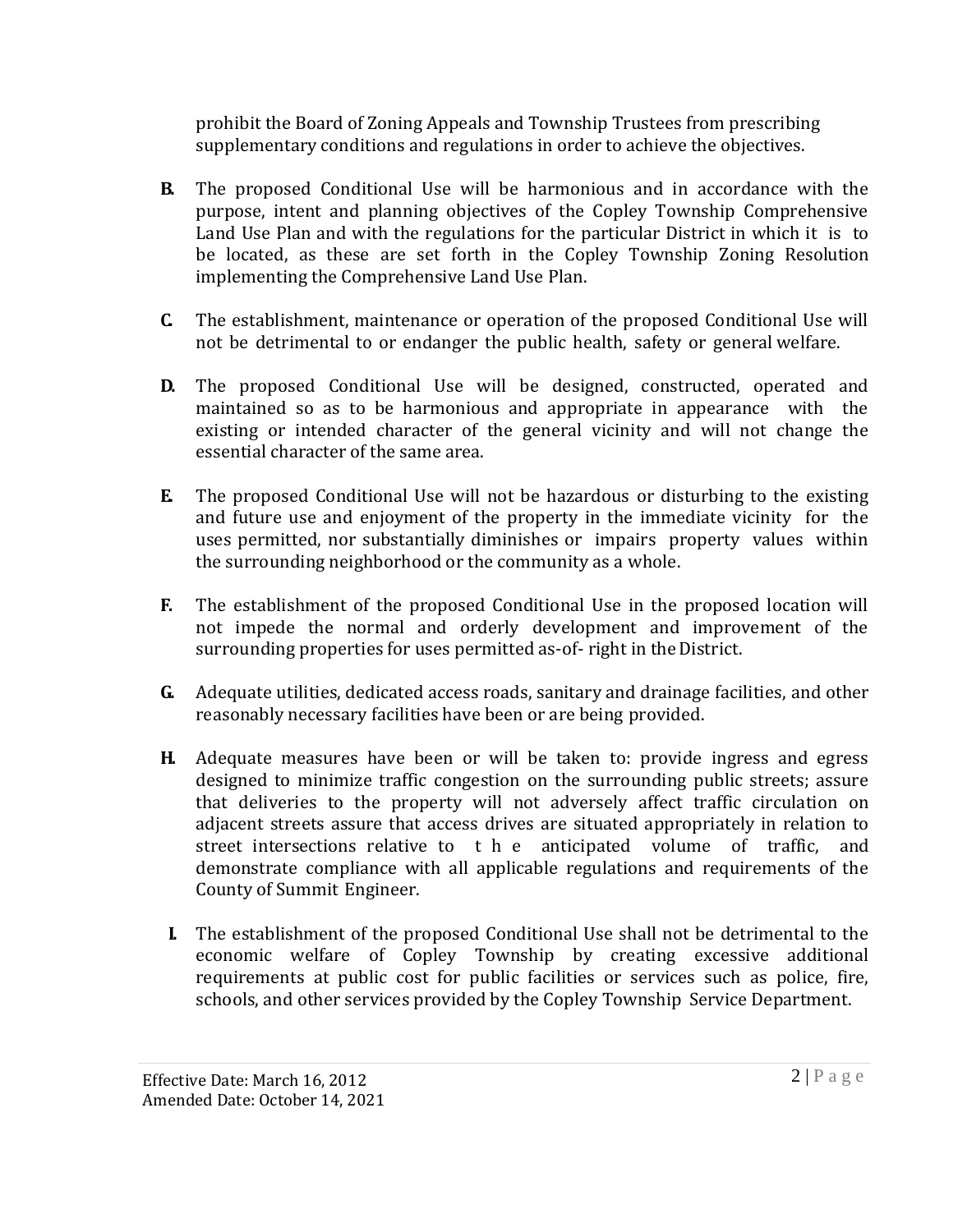prohibit the Board of Zoning Appeals and Township Trustees from prescribing supplementary conditions and regulations in order to achieve the objectives.

**B.** The proposed Conditional Use will be harmonious and in accordance with the purpose, intent and planning objectives of the Copley Township Comprehensive Land Use Plan and with the regulations for the particular District in which it is to be located, as these are set forth in the Copley Township Zoning Resolution implementing the Comprehensive Land Use Plan.

**C.** The establishment, maintenance or operation of the proposed Conditional Use will not be detrimental to or endanger the public health, safety or general welfare.

**D.** The proposed Conditional Use will be designed, constructed, operated and maintained so as to be harmonious and appropriate in appearance with the existing or intended character of the general vicinity and will not change the essential character of the same area.

**E.** The proposed Conditional Use will not be hazardous or disturbing to the existing and future use and enjoyment of the property in the immediate vicinity for the uses permitted, nor substantially diminishes or impairs property values within the surrounding neighborhood or the community as a whole.

**F.** The establishment of the proposed Conditional Use in the proposed location will not impede the normal and orderly development and improvement of the surrounding properties for uses permitted as-of- right in the District.

**G.** Adequate utilities, dedicated access roads, sanitary and drainage facilities, and other reasonably necessary facilities have been or are being provided.

**H.** Adequate measures have been or will be taken to: provide ingress and egress designed to minimize traffic congestion on the surrounding public streets; assure that deliveries to the property will not adversely affect traffic circulation on adjacent streets assure that access drives are situated appropriately in relation to street intersections relative to the anticipated volume of traffic, and demonstrate compliance with all applicable regulations and requirements of the County of Summit Engineer.

**I.** The establishment of the proposed Conditional Use shall not be detrimental to the economic welfare of Copley Township by creating excessive additional requirements at public cost for public facilities or services such as police, fire, schools, and other services provided by the Copley Township Service Department.

Effective Date: March 16, 2012
Amended Date: October 14, 2021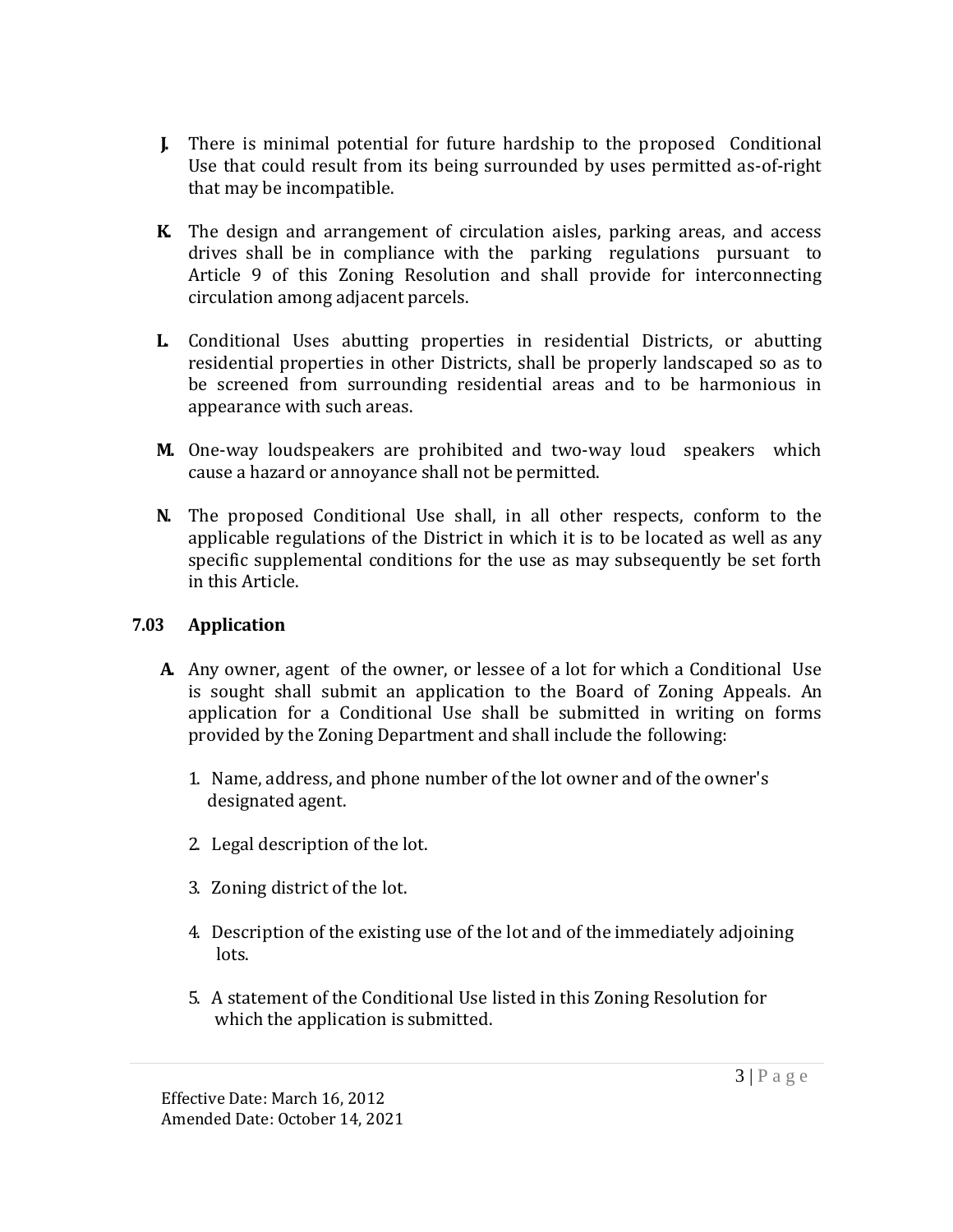**J.** There is minimal potential for future hardship to the proposed Conditional Use that could result from its being surrounded by uses permitted as-of-right that may be incompatible.

**K.** The design and arrangement of circulation aisles, parking areas, and access drives shall be in compliance with the parking regulations pursuant to Article 9 of this Zoning Resolution and shall provide for interconnecting circulation among adjacent parcels.

**L.** Conditional Uses abutting properties in residential Districts, or abutting residential properties in other Districts, shall be properly landscaped so as to be screened from surrounding residential areas and to be harmonious in appearance with such areas.

**M.** One-way loudspeakers are prohibited and two-way loud speakers which cause a hazard or annoyance shall not be permitted.

**N.** The proposed Conditional Use shall, in all other respects, conform to the applicable regulations of the District in which it is to be located as well as any specific supplemental conditions for the use as may subsequently be set forth in this Article.

## 7.03 Application

**A.** Any owner, agent of the owner, or lessee of a lot for which a Conditional Use is sought shall submit an application to the Board of Zoning Appeals. An application for a Conditional Use shall be submitted in writing on forms provided by the Zoning Department and shall include the following:

1. Name, address, and phone number of the lot owner and of the owner's designated agent.
2. Legal description of the lot.
3. Zoning district of the lot.
4. Description of the existing use of the lot and of the immediately adjoining lots.
5. A statement of the Conditional Use listed in this Zoning Resolution for which the application is submitted.

Effective Date: March 16, 2012
Amended Date: October 14, 2021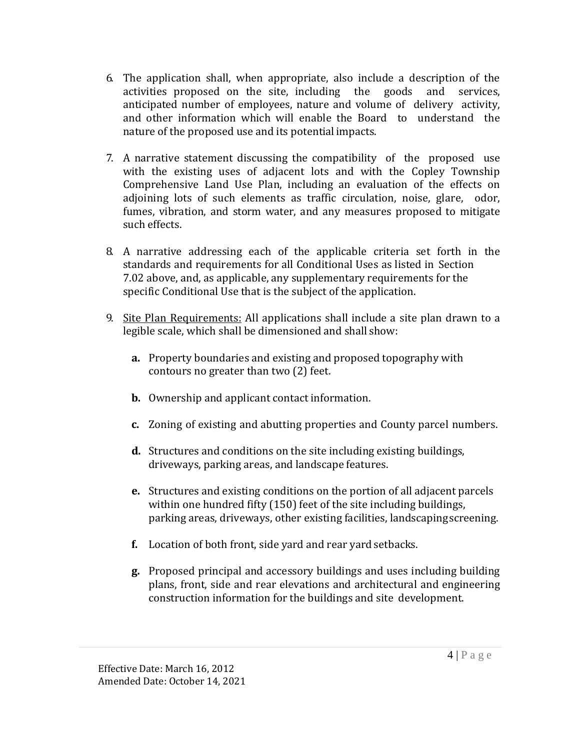6. The application shall, when appropriate, also include a description of the activities proposed on the site, including the goods and services, anticipated number of employees, nature and volume of delivery activity, and other information which will enable the Board to understand the nature of the proposed use and its potential impacts.

7. A narrative statement discussing the compatibility of the proposed use with the existing uses of adjacent lots and with the Copley Township Comprehensive Land Use Plan, including an evaluation of the effects on adjoining lots of such elements as traffic circulation, noise, glare, odor, fumes, vibration, and storm water, and any measures proposed to mitigate such effects.

8. A narrative addressing each of the applicable criteria set forth in the standards and requirements for all Conditional Uses as listed in Section 7.02 above, and, as applicable, any supplementary requirements for the specific Conditional Use that is the subject of the application.

9. <u>Site Plan Requirements:</u> All applications shall include a site plan drawn to a legible scale, which shall be dimensioned and shall show:

   **a.** Property boundaries and existing and proposed topography with contours no greater than two (2) feet.

   **b.** Ownership and applicant contact information.

   **c.** Zoning of existing and abutting properties and County parcel numbers.

   **d.** Structures and conditions on the site including existing buildings, driveways, parking areas, and landscape features.

   **e.** Structures and existing conditions on the portion of all adjacent parcels within one hundred fifty (150) feet of the site including buildings, parking areas, driveways, other existing facilities, landscaping screening.

   **f.** Location of both front, side yard and rear yard setbacks.

   **g.** Proposed principal and accessory buildings and uses including building plans, front, side and rear elevations and architectural and engineering construction information for the buildings and site development.

Effective Date: March 16, 2012
Amended Date: October 14, 2021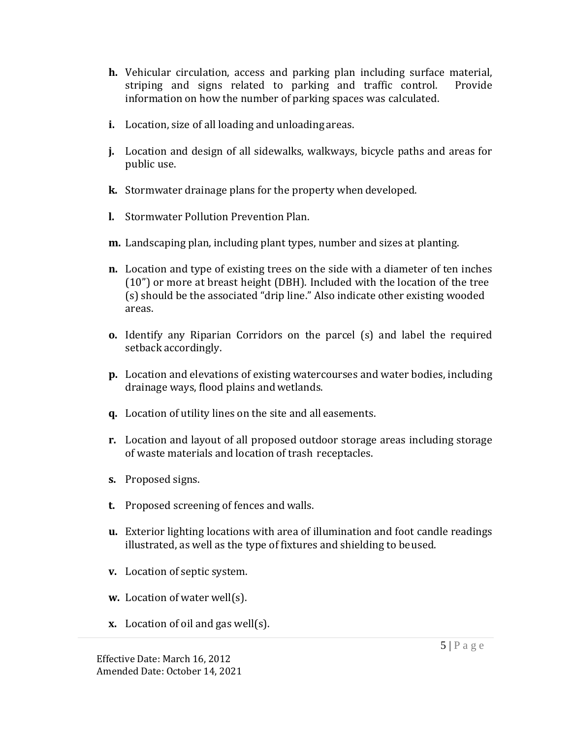**h.** Vehicular circulation, access and parking plan including surface material, striping and signs related to parking and traffic control. Provide information on how the number of parking spaces was calculated.

**i.** Location, size of all loading and unloading areas.

**j.** Location and design of all sidewalks, walkways, bicycle paths and areas for public use.

**k.** Stormwater drainage plans for the property when developed.

**l.** Stormwater Pollution Prevention Plan.

**m.** Landscaping plan, including plant types, number and sizes at planting.

**n.** Location and type of existing trees on the side with a diameter of ten inches (10”) or more at breast height (DBH). Included with the location of the tree (s) should be the associated “drip line.” Also indicate other existing wooded areas.

**o.** Identify any Riparian Corridors on the parcel (s) and label the required setback accordingly.

**p.** Location and elevations of existing watercourses and water bodies, including drainage ways, flood plains and wetlands.

**q.** Location of utility lines on the site and all easements.

**r.** Location and layout of all proposed outdoor storage areas including storage of waste materials and location of trash receptacles.

**s.** Proposed signs.

**t.** Proposed screening of fences and walls.

**u.** Exterior lighting locations with area of illumination and foot candle readings illustrated, as well as the type of fixtures and shielding to be used.

**v.** Location of septic system.

**w.** Location of water well(s).

**x.** Location of oil and gas well(s).

Effective Date: March 16, 2012
Amended Date: October 14, 2021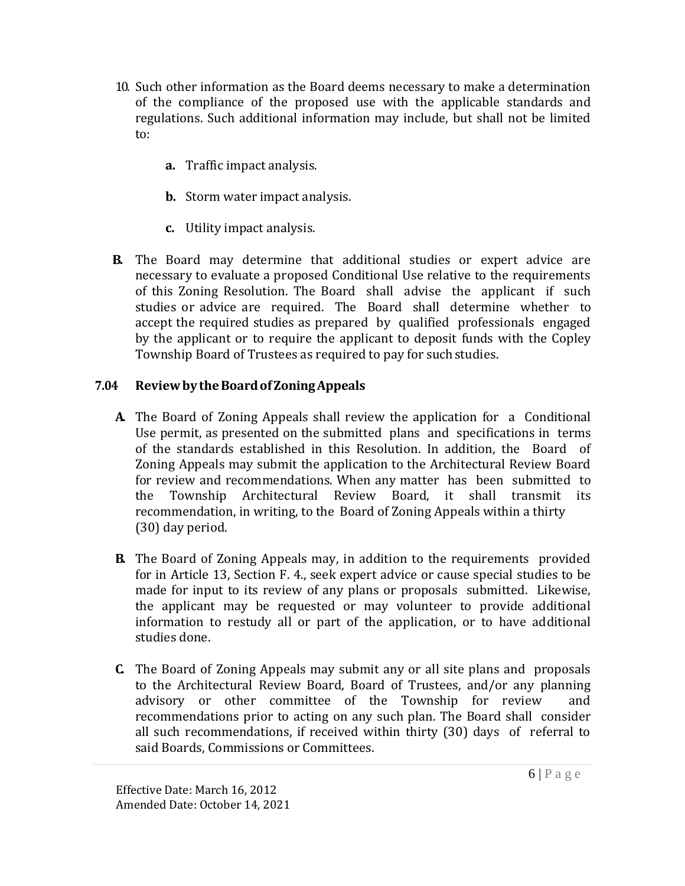10. Such other information as the Board deems necessary to make a determination of the compliance of the proposed use with the applicable standards and regulations. Such additional information may include, but shall not be limited to:

    **a.** Traffic impact analysis.

    **b.** Storm water impact analysis.

    **c.** Utility impact analysis.

**B.** The Board may determine that additional studies or expert advice are necessary to evaluate a proposed Conditional Use relative to the requirements of this Zoning Resolution. The Board shall advise the applicant if such studies or advice are required. The Board shall determine whether to accept the required studies as prepared by qualified professionals engaged by the applicant or to require the applicant to deposit funds with the Copley Township Board of Trustees as required to pay for such studies.

### 7.04 Review by the Board of Zoning Appeals

**A.** The Board of Zoning Appeals shall review the application for a Conditional Use permit, as presented on the submitted plans and specifications in terms of the standards established in this Resolution. In addition, the Board of Zoning Appeals may submit the application to the Architectural Review Board for review and recommendations. When any matter has been submitted to the Township Architectural Review Board, it shall transmit its recommendation, in writing, to the Board of Zoning Appeals within a thirty (30) day period.

**B.** The Board of Zoning Appeals may, in addition to the requirements provided for in Article 13, Section F. 4., seek expert advice or cause special studies to be made for input to its review of any plans or proposals submitted. Likewise, the applicant may be requested or may volunteer to provide additional information to restudy all or part of the application, or to have additional studies done.

**C.** The Board of Zoning Appeals may submit any or all site plans and proposals to the Architectural Review Board, Board of Trustees, and/or any planning advisory or other committee of the Township for review and recommendations prior to acting on any such plan. The Board shall consider all such recommendations, if received within thirty (30) days of referral to said Boards, Commissions or Committees.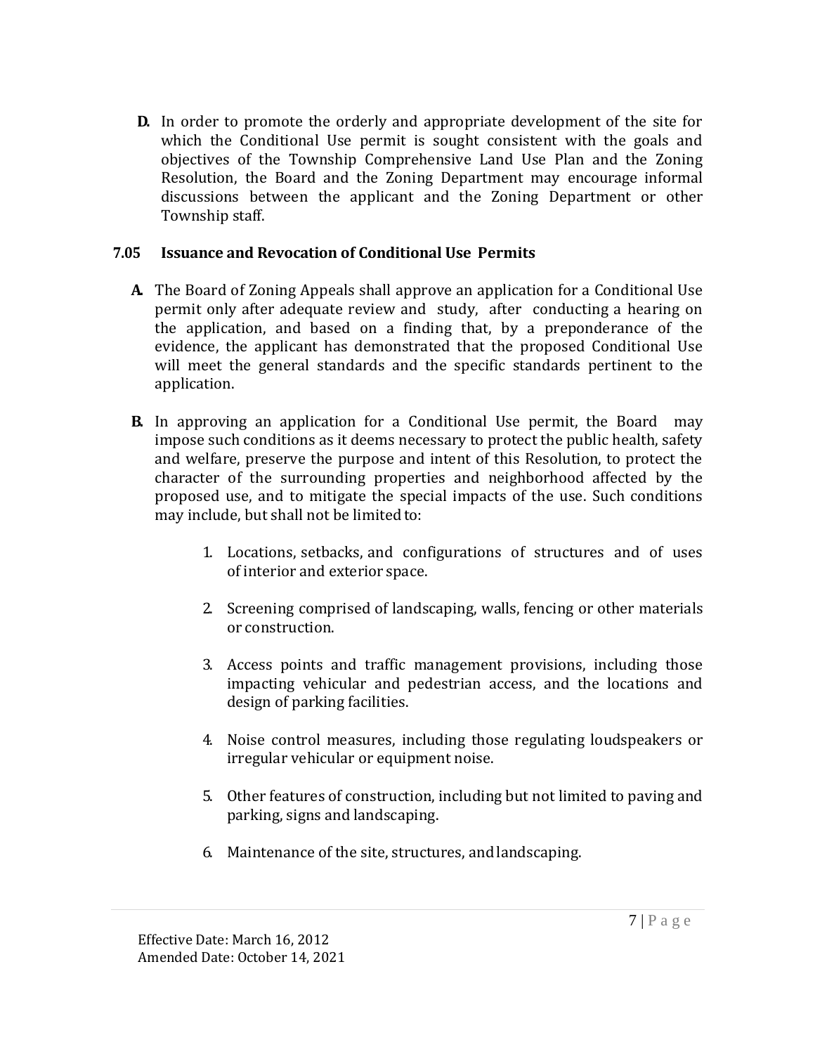**D.** In order to promote the orderly and appropriate development of the site for which the Conditional Use permit is sought consistent with the goals and objectives of the Township Comprehensive Land Use Plan and the Zoning Resolution, the Board and the Zoning Department may encourage informal discussions between the applicant and the Zoning Department or other Township staff.

### 7.05 Issuance and Revocation of Conditional Use Permits

**A.** The Board of Zoning Appeals shall approve an application for a Conditional Use permit only after adequate review and study, after conducting a hearing on the application, and based on a finding that, by a preponderance of the evidence, the applicant has demonstrated that the proposed Conditional Use will meet the general standards and the specific standards pertinent to the application.

**B.** In approving an application for a Conditional Use permit, the Board may impose such conditions as it deems necessary to protect the public health, safety and welfare, preserve the purpose and intent of this Resolution, to protect the character of the surrounding properties and neighborhood affected by the proposed use, and to mitigate the special impacts of the use. Such conditions may include, but shall not be limited to:

1. Locations, setbacks, and configurations of structures and of uses of interior and exterior space.

2. Screening comprised of landscaping, walls, fencing or other materials or construction.

3. Access points and traffic management provisions, including those impacting vehicular and pedestrian access, and the locations and design of parking facilities.

4. Noise control measures, including those regulating loudspeakers or irregular vehicular or equipment noise.

5. Other features of construction, including but not limited to paving and parking, signs and landscaping.

6. Maintenance of the site, structures, and landscaping.

Effective Date: March 16, 2012
Amended Date: October 14, 2021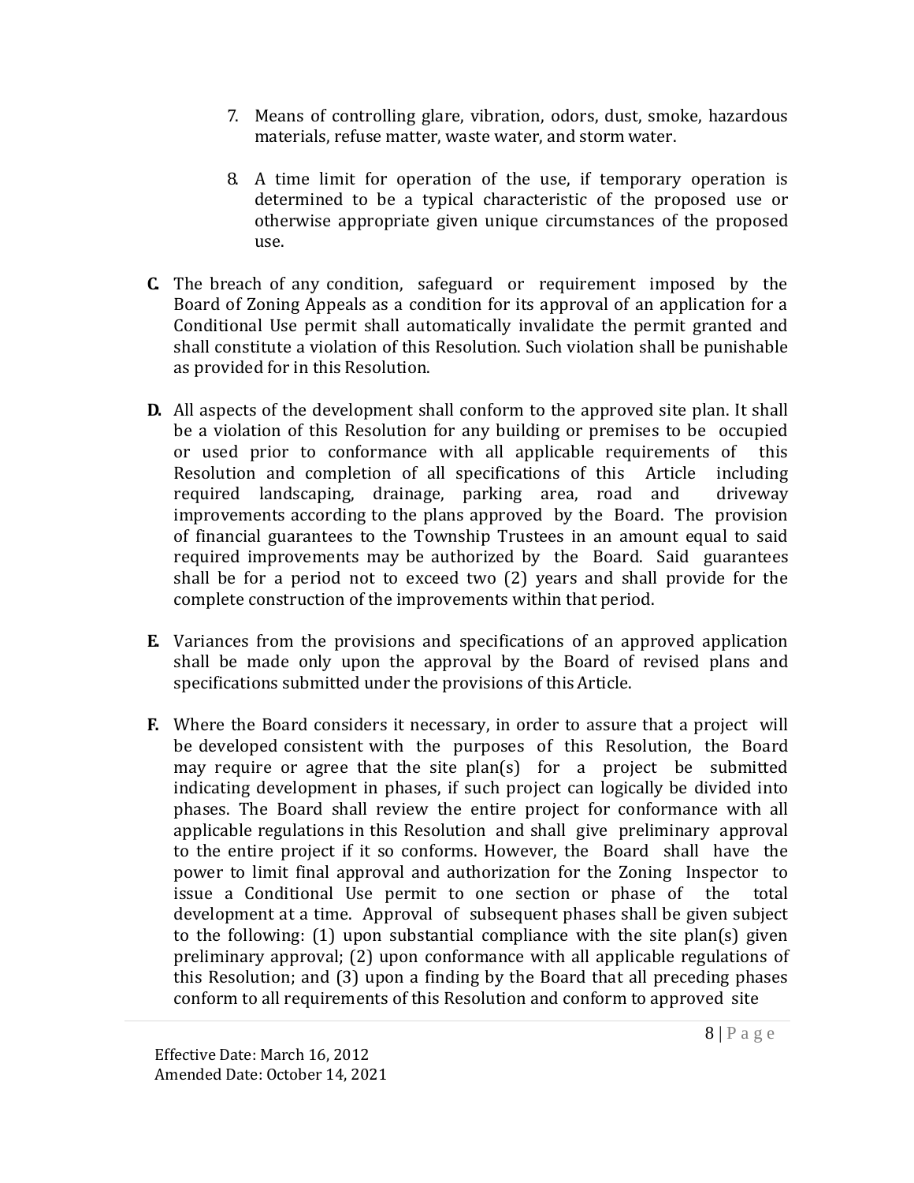7. Means of controlling glare, vibration, odors, dust, smoke, hazardous materials, refuse matter, waste water, and storm water.

8. A time limit for operation of the use, if temporary operation is determined to be a typical characteristic of the proposed use or otherwise appropriate given unique circumstances of the proposed use.

**C.** The breach of any condition, safeguard or requirement imposed by the Board of Zoning Appeals as a condition for its approval of an application for a Conditional Use permit shall automatically invalidate the permit granted and shall constitute a violation of this Resolution. Such violation shall be punishable as provided for in this Resolution.

**D.** All aspects of the development shall conform to the approved site plan. It shall be a violation of this Resolution for any building or premises to be occupied or used prior to conformance with all applicable requirements of this Resolution and completion of all specifications of this Article including required landscaping, drainage, parking area, road and driveway improvements according to the plans approved by the Board. The provision of financial guarantees to the Township Trustees in an amount equal to said required improvements may be authorized by the Board. Said guarantees shall be for a period not to exceed two (2) years and shall provide for the complete construction of the improvements within that period.

**E.** Variances from the provisions and specifications of an approved application shall be made only upon the approval by the Board of revised plans and specifications submitted under the provisions of this Article.

**F.** Where the Board considers it necessary, in order to assure that a project will be developed consistent with the purposes of this Resolution, the Board may require or agree that the site plan(s) for a project be submitted indicating development in phases, if such project can logically be divided into phases. The Board shall review the entire project for conformance with all applicable regulations in this Resolution and shall give preliminary approval to the entire project if it so conforms. However, the Board shall have the power to limit final approval and authorization for the Zoning Inspector to issue a Conditional Use permit to one section or phase of the total development at a time. Approval of subsequent phases shall be given subject to the following: (1) upon substantial compliance with the site plan(s) given preliminary approval; (2) upon conformance with all applicable regulations of this Resolution; and (3) upon a finding by the Board that all preceding phases conform to all requirements of this Resolution and conform to approved site

Effective Date: March 16, 2012
Amended Date: October 14, 2021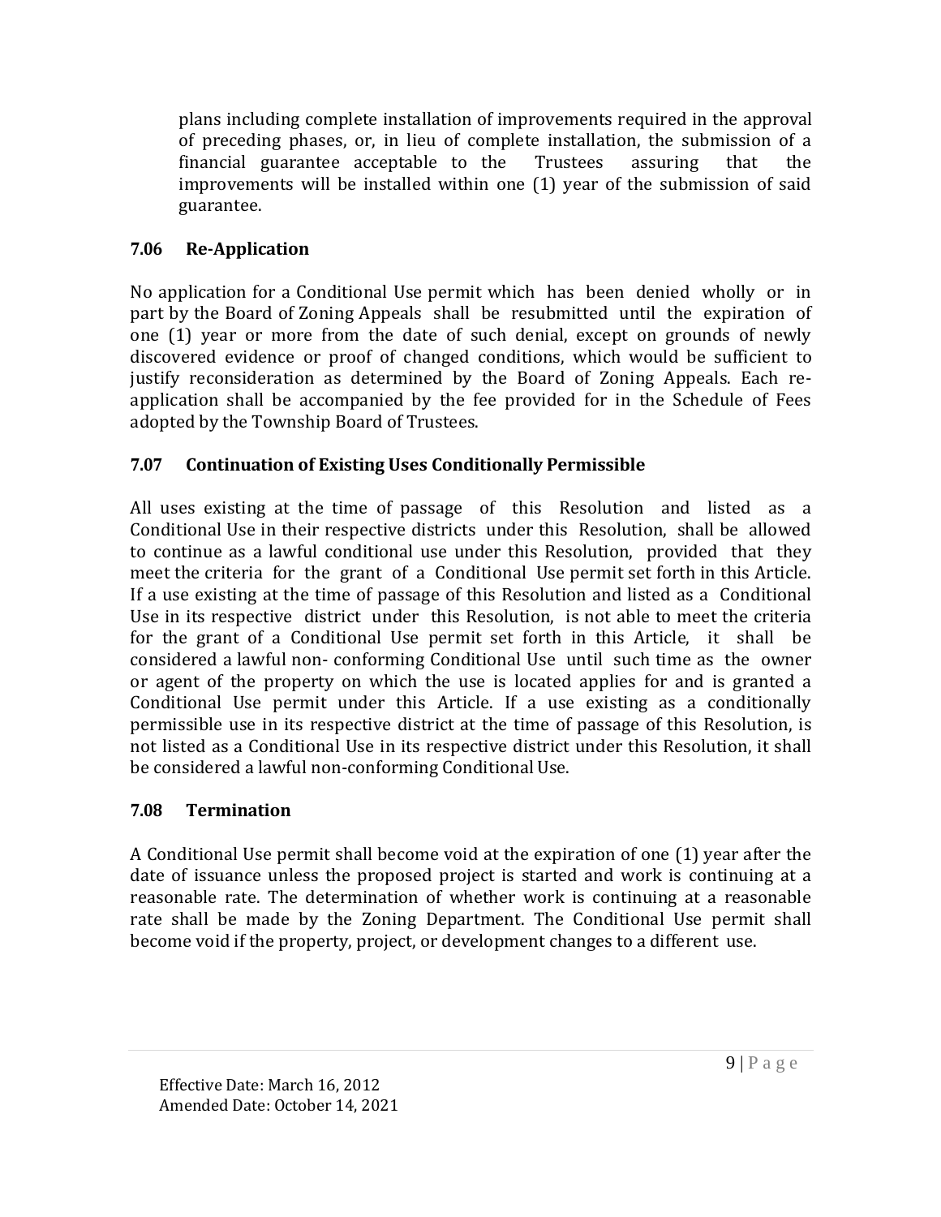plans including complete installation of improvements required in the approval of preceding phases, or, in lieu of complete installation, the submission of a financial guarantee acceptable to the Trustees assuring that the improvements will be installed within one (1) year of the submission of said guarantee.

### 7.06 Re-Application

No application for a Conditional Use permit which has been denied wholly or in part by the Board of Zoning Appeals shall be resubmitted until the expiration of one (1) year or more from the date of such denial, except on grounds of newly discovered evidence or proof of changed conditions, which would be sufficient to justify reconsideration as determined by the Board of Zoning Appeals. Each re-application shall be accompanied by the fee provided for in the Schedule of Fees adopted by the Township Board of Trustees.

### 7.07 Continuation of Existing Uses Conditionally Permissible

All uses existing at the time of passage of this Resolution and listed as a Conditional Use in their respective districts under this Resolution, shall be allowed to continue as a lawful conditional use under this Resolution, provided that they meet the criteria for the grant of a Conditional Use permit set forth in this Article. If a use existing at the time of passage of this Resolution and listed as a Conditional Use in its respective district under this Resolution, is not able to meet the criteria for the grant of a Conditional Use permit set forth in this Article, it shall be considered a lawful non- conforming Conditional Use until such time as the owner or agent of the property on which the use is located applies for and is granted a Conditional Use permit under this Article. If a use existing as a conditionally permissible use in its respective district at the time of passage of this Resolution, is not listed as a Conditional Use in its respective district under this Resolution, it shall be considered a lawful non-conforming Conditional Use.

### 7.08 Termination

A Conditional Use permit shall become void at the expiration of one (1) year after the date of issuance unless the proposed project is started and work is continuing at a reasonable rate. The determination of whether work is continuing at a reasonable rate shall be made by the Zoning Department. The Conditional Use permit shall become void if the property, project, or development changes to a different use.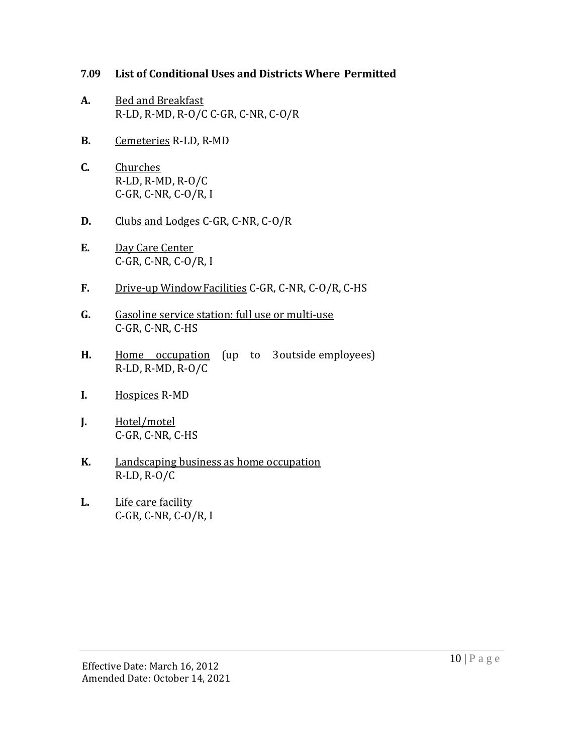### 7.09 List of Conditional Uses and Districts Where Permitted

**A.** Bed and Breakfast
R-LD, R-MD, R-O/C C-GR, C-NR, C-O/R

**B.** Cemeteries R-LD, R-MD

**C.** Churches
R-LD, R-MD, R-O/C
C-GR, C-NR, C-O/R, I

**D.** Clubs and Lodges C-GR, C-NR, C-O/R

**E.** Day Care Center
C-GR, C-NR, C-O/R, I

**F.** Drive-up Window Facilities C-GR, C-NR, C-O/R, C-HS

**G.** Gasoline service station: full use or multi-use
C-GR, C-NR, C-HS

**H.** Home occupation (up to 3 outside employees)
R-LD, R-MD, R-O/C

**I.** Hospices R-MD

**J.** Hotel/motel
C-GR, C-NR, C-HS

**K.** Landscaping business as home occupation
R-LD, R-O/C

**L.** Life care facility
C-GR, C-NR, C-O/R, I

Effective Date: March 16, 2012
Amended Date: October 14, 2021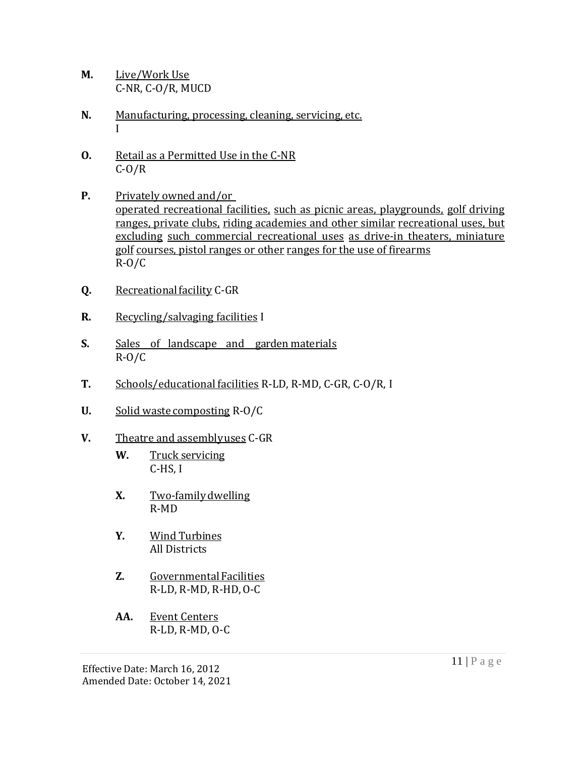**M.** Live/Work Use
C-NR, C-O/R, MUCD

**N.** Manufacturing, processing, cleaning, servicing, etc.
I

**O.** Retail as a Permitted Use in the C-NR
C-O/R

**P.** Privately owned and/or operated recreational facilities, such as picnic areas, playgrounds, golf driving ranges, private clubs, riding academies and other similar recreational uses, but excluding such commercial recreational uses as drive-in theaters, miniature golf courses, pistol ranges or other ranges for the use of firearms
R-O/C

**Q.** Recreational facility C-GR

**R.** Recycling/salvaging facilities I

**S.** Sales of landscape and garden materials
R-O/C

**T.** Schools/educational facilities R-LD, R-MD, C-GR, C-O/R, I

**U.** Solid waste composting R-O/C

**V.** Theatre and assembly uses C-GR

**W.** Truck servicing
C-HS, I

**X.** Two-family dwelling
R-MD

**Y.** Wind Turbines
All Districts

**Z.** Governmental Facilities
R-LD, R-MD, R-HD, O-C

**AA.** Event Centers
R-LD, R-MD, O-C

Effective Date: March 16, 2012
Amended Date: October 14, 2021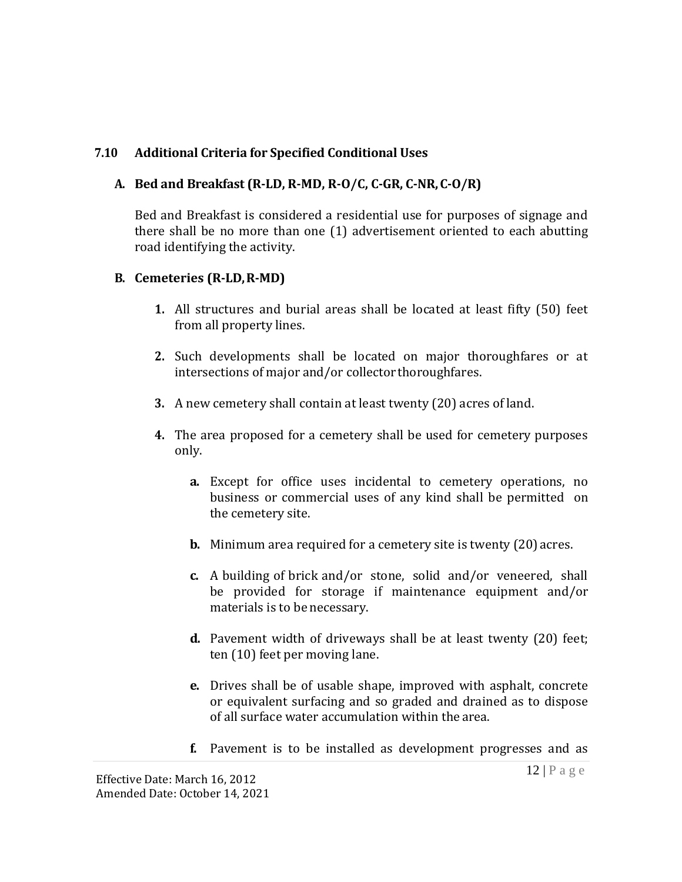## 7.10 Additional Criteria for Specified Conditional Uses

### A. Bed and Breakfast (R-LD, R-MD, R-O/C, C-GR, C-NR, C-O/R)

Bed and Breakfast is considered a residential use for purposes of signage and there shall be no more than one (1) advertisement oriented to each abutting road identifying the activity.

### B. Cemeteries (R-LD, R-MD)

1. All structures and burial areas shall be located at least fifty (50) feet from all property lines.

2. Such developments shall be located on major thoroughfares or at intersections of major and/or collector thoroughfares.

3. A new cemetery shall contain at least twenty (20) acres of land.

4. The area proposed for a cemetery shall be used for cemetery purposes only.

   a. Except for office uses incidental to cemetery operations, no business or commercial uses of any kind shall be permitted on the cemetery site.

   b. Minimum area required for a cemetery site is twenty (20) acres.

   c. A building of brick and/or stone, solid and/or veneered, shall be provided for storage if maintenance equipment and/or materials is to be necessary.

   d. Pavement width of driveways shall be at least twenty (20) feet; ten (10) feet per moving lane.

   e. Drives shall be of usable shape, improved with asphalt, concrete or equivalent surfacing and so graded and drained as to dispose of all surface water accumulation within the area.

   f. Pavement is to be installed as development progresses and as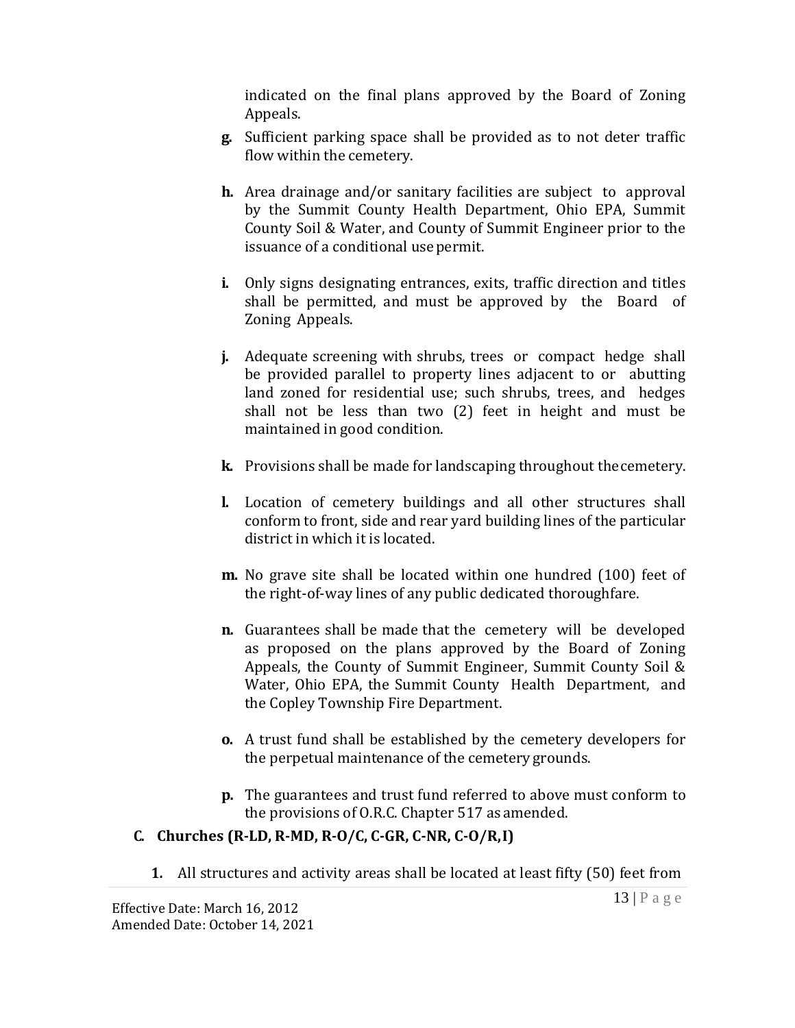indicated on the final plans approved by the Board of Zoning Appeals.

**g.** Sufficient parking space shall be provided as to not deter traffic flow within the cemetery.

**h.** Area drainage and/or sanitary facilities are subject to approval by the Summit County Health Department, Ohio EPA, Summit County Soil & Water, and County of Summit Engineer prior to the issuance of a conditional use permit.

**i.** Only signs designating entrances, exits, traffic direction and titles shall be permitted, and must be approved by the Board of Zoning Appeals.

**j.** Adequate screening with shrubs, trees or compact hedge shall be provided parallel to property lines adjacent to or abutting land zoned for residential use; such shrubs, trees, and hedges shall not be less than two (2) feet in height and must be maintained in good condition.

**k.** Provisions shall be made for landscaping throughout the cemetery.

**l.** Location of cemetery buildings and all other structures shall conform to front, side and rear yard building lines of the particular district in which it is located.

**m.** No grave site shall be located within one hundred (100) feet of the right-of-way lines of any public dedicated thoroughfare.

**n.** Guarantees shall be made that the cemetery will be developed as proposed on the plans approved by the Board of Zoning Appeals, the County of Summit Engineer, Summit County Soil & Water, Ohio EPA, the Summit County Health Department, and the Copley Township Fire Department.

**o.** A trust fund shall be established by the cemetery developers for the perpetual maintenance of the cemetery grounds.

**p.** The guarantees and trust fund referred to above must conform to the provisions of O.R.C. Chapter 517 as amended.

**C. Churches (R-LD, R-MD, R-O/C, C-GR, C-NR, C-O/R, I)**

**1.** All structures and activity areas shall be located at least fifty (50) feet from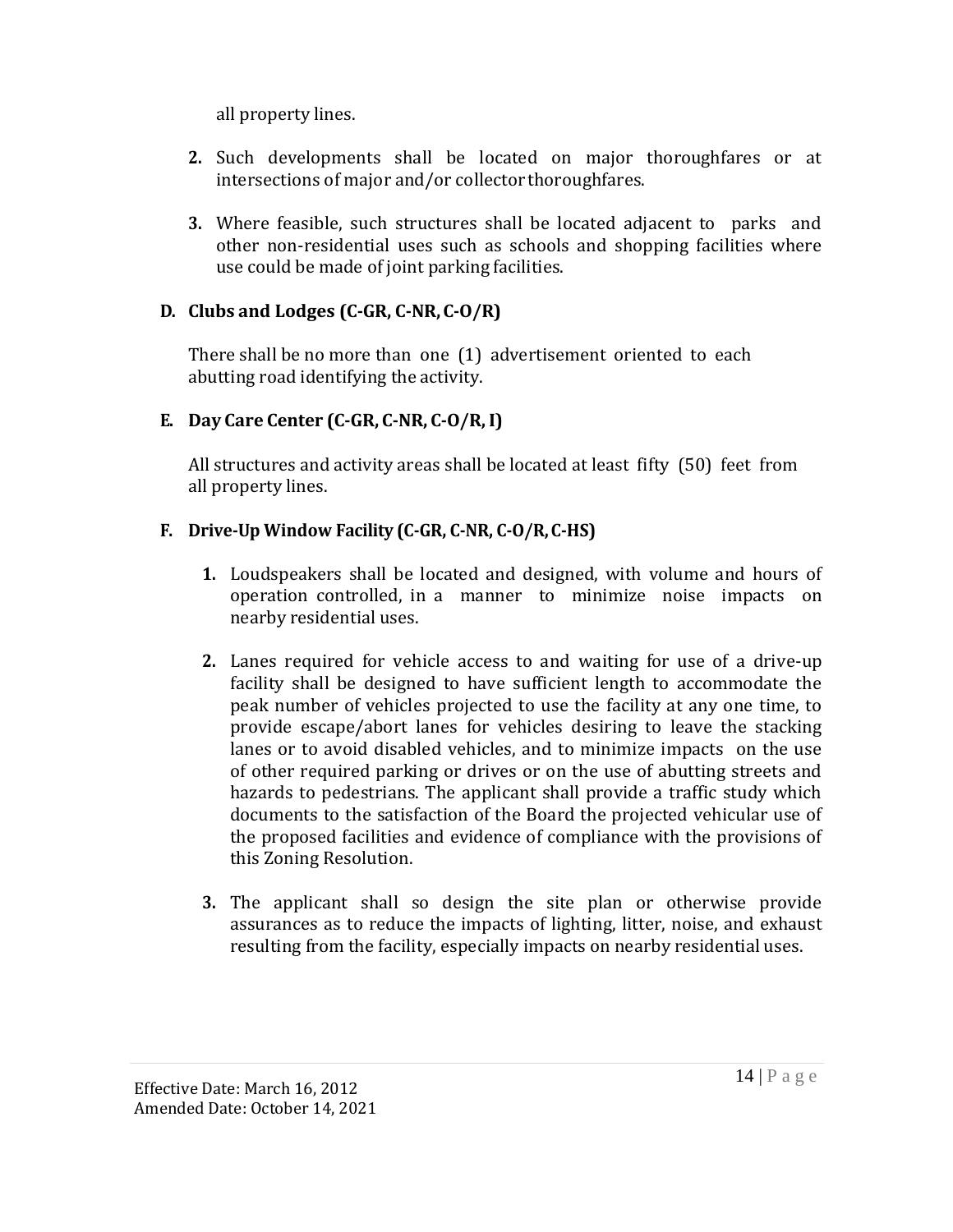all property lines.

2. Such developments shall be located on major thoroughfares or at intersections of major and/or collector thoroughfares.

3. Where feasible, such structures shall be located adjacent to parks and other non-residential uses such as schools and shopping facilities where use could be made of joint parking facilities.

**D. Clubs and Lodges (C-GR, C-NR, C-O/R)**

There shall be no more than one (1) advertisement oriented to each abutting road identifying the activity.

**E. Day Care Center (C-GR, C-NR, C-O/R, I)**

All structures and activity areas shall be located at least fifty (50) feet from all property lines.

**F. Drive-Up Window Facility (C-GR, C-NR, C-O/R, C-HS)**

1. Loudspeakers shall be located and designed, with volume and hours of operation controlled, in a manner to minimize noise impacts on nearby residential uses.

2. Lanes required for vehicle access to and waiting for use of a drive-up facility shall be designed to have sufficient length to accommodate the peak number of vehicles projected to use the facility at any one time, to provide escape/abort lanes for vehicles desiring to leave the stacking lanes or to avoid disabled vehicles, and to minimize impacts on the use of other required parking or drives or on the use of abutting streets and hazards to pedestrians. The applicant shall provide a traffic study which documents to the satisfaction of the Board the projected vehicular use of the proposed facilities and evidence of compliance with the provisions of this Zoning Resolution.

3. The applicant shall so design the site plan or otherwise provide assurances as to reduce the impacts of lighting, litter, noise, and exhaust resulting from the facility, especially impacts on nearby residential uses.

Effective Date: March 16, 2012
Amended Date: October 14, 2021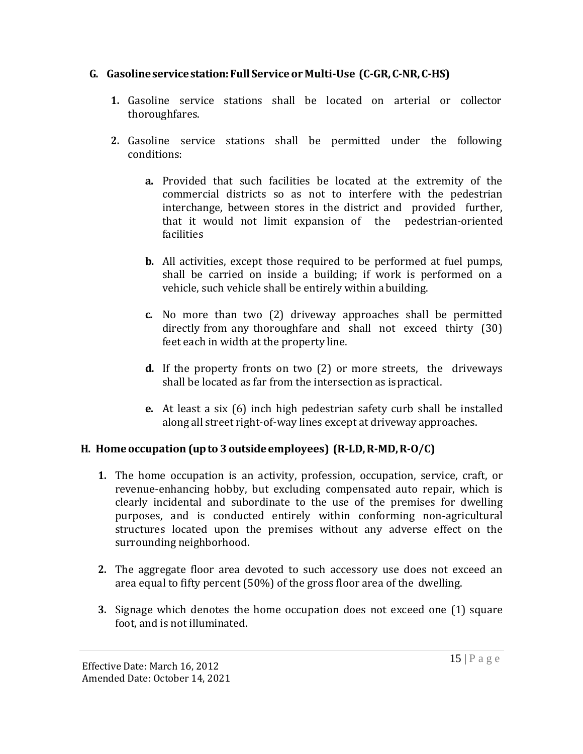**G. Gasoline service station: Full Service or Multi-Use (C-GR, C-NR, C-HS)**

1. Gasoline service stations shall be located on arterial or collector thoroughfares.

2. Gasoline service stations shall be permitted under the following conditions:

   a. Provided that such facilities be located at the extremity of the commercial districts so as not to interfere with the pedestrian interchange, between stores in the district and provided further, that it would not limit expansion of the pedestrian-oriented facilities

   b. All activities, except those required to be performed at fuel pumps, shall be carried on inside a building; if work is performed on a vehicle, such vehicle shall be entirely within a building.

   c. No more than two (2) driveway approaches shall be permitted directly from any thoroughfare and shall not exceed thirty (30) feet each in width at the property line.

   d. If the property fronts on two (2) or more streets, the driveways shall be located as far from the intersection as is practical.

   e. At least a six (6) inch high pedestrian safety curb shall be installed along all street right-of-way lines except at driveway approaches.

**H. Home occupation (up to 3 outside employees) (R-LD, R-MD, R-O/C)**

1. The home occupation is an activity, profession, occupation, service, craft, or revenue-enhancing hobby, but excluding compensated auto repair, which is clearly incidental and subordinate to the use of the premises for dwelling purposes, and is conducted entirely within conforming non-agricultural structures located upon the premises without any adverse effect on the surrounding neighborhood.

2. The aggregate floor area devoted to such accessory use does not exceed an area equal to fifty percent (50%) of the gross floor area of the dwelling.

3. Signage which denotes the home occupation does not exceed one (1) square foot, and is not illuminated.

Effective Date: March 16, 2012
Amended Date: October 14, 2021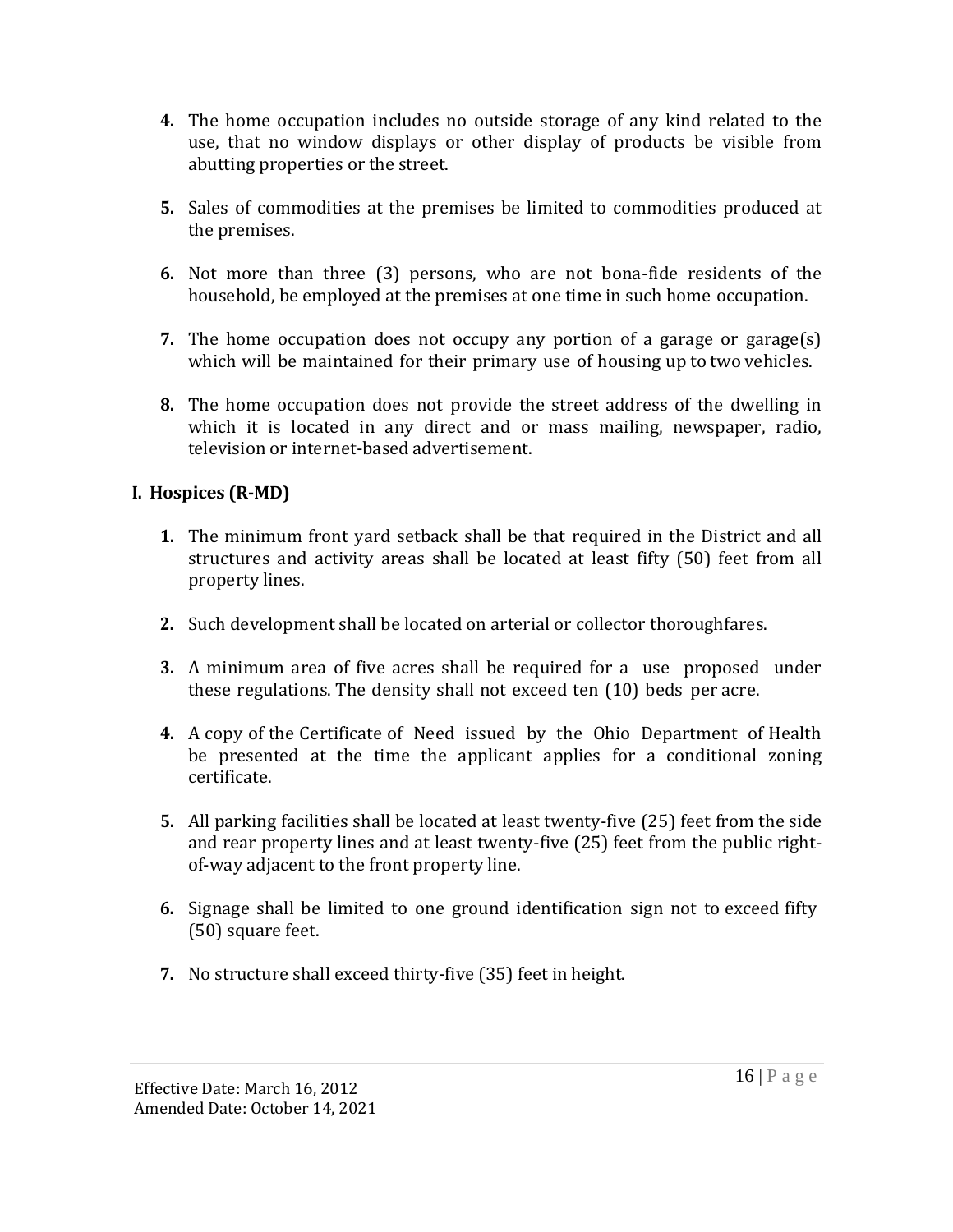4. The home occupation includes no outside storage of any kind related to the use, that no window displays or other display of products be visible from abutting properties or the street.

5. Sales of commodities at the premises be limited to commodities produced at the premises.

6. Not more than three (3) persons, who are not bona-fide residents of the household, be employed at the premises at one time in such home occupation.

7. The home occupation does not occupy any portion of a garage or garage(s) which will be maintained for their primary use of housing up to two vehicles.

8. The home occupation does not provide the street address of the dwelling in which it is located in any direct and or mass mailing, newspaper, radio, television or internet-based advertisement.

**I. Hospices (R-MD)**

1. The minimum front yard setback shall be that required in the District and all structures and activity areas shall be located at least fifty (50) feet from all property lines.

2. Such development shall be located on arterial or collector thoroughfares.

3. A minimum area of five acres shall be required for a use proposed under these regulations. The density shall not exceed ten (10) beds per acre.

4. A copy of the Certificate of Need issued by the Ohio Department of Health be presented at the time the applicant applies for a conditional zoning certificate.

5. All parking facilities shall be located at least twenty-five (25) feet from the side and rear property lines and at least twenty-five (25) feet from the public right-of-way adjacent to the front property line.

6. Signage shall be limited to one ground identification sign not to exceed fifty (50) square feet.

7. No structure shall exceed thirty-five (35) feet in height.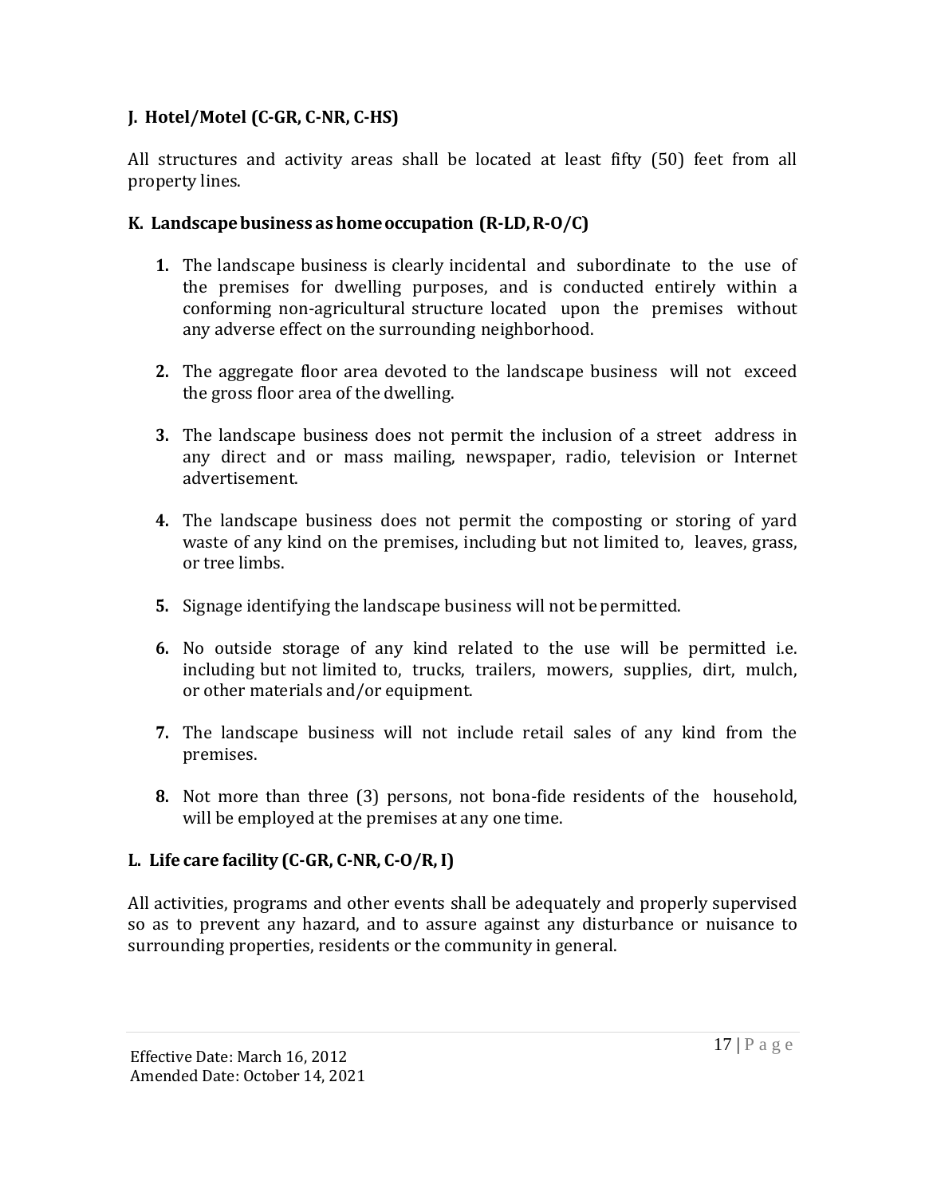**J. Hotel/Motel (C-GR, C-NR, C-HS)**

All structures and activity areas shall be located at least fifty (50) feet from all property lines.

**K. Landscape business as home occupation (R-LD, R-O/C)**

1. The landscape business is clearly incidental and subordinate to the use of the premises for dwelling purposes, and is conducted entirely within a conforming non-agricultural structure located upon the premises without any adverse effect on the surrounding neighborhood.

2. The aggregate floor area devoted to the landscape business will not exceed the gross floor area of the dwelling.

3. The landscape business does not permit the inclusion of a street address in any direct and or mass mailing, newspaper, radio, television or Internet advertisement.

4. The landscape business does not permit the composting or storing of yard waste of any kind on the premises, including but not limited to, leaves, grass, or tree limbs.

5. Signage identifying the landscape business will not be permitted.

6. No outside storage of any kind related to the use will be permitted i.e. including but not limited to, trucks, trailers, mowers, supplies, dirt, mulch, or other materials and/or equipment.

7. The landscape business will not include retail sales of any kind from the premises.

8. Not more than three (3) persons, not bona-fide residents of the household, will be employed at the premises at any one time.

**L. Life care facility (C-GR, C-NR, C-O/R, I)**

All activities, programs and other events shall be adequately and properly supervised so as to prevent any hazard, and to assure against any disturbance or nuisance to surrounding properties, residents or the community in general.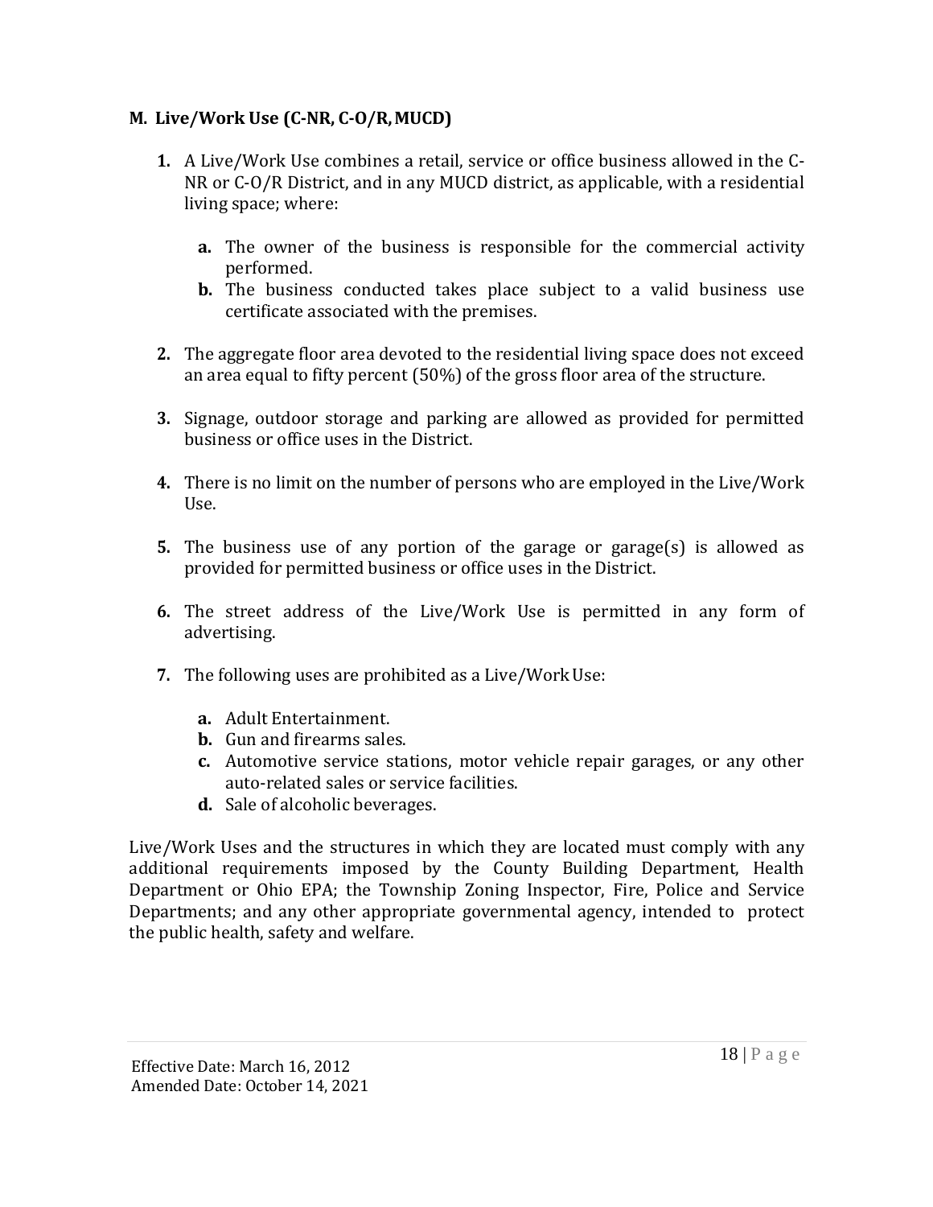**M. Live/Work Use (C-NR, C-O/R, MUCD)**

1. A Live/Work Use combines a retail, service or office business allowed in the C-NR or C-O/R District, and in any MUCD district, as applicable, with a residential living space; where:

   a. The owner of the business is responsible for the commercial activity performed.
   b. The business conducted takes place subject to a valid business use certificate associated with the premises.

2. The aggregate floor area devoted to the residential living space does not exceed an area equal to fifty percent (50%) of the gross floor area of the structure.

3. Signage, outdoor storage and parking are allowed as provided for permitted business or office uses in the District.

4. There is no limit on the number of persons who are employed in the Live/Work Use.

5. The business use of any portion of the garage or garage(s) is allowed as provided for permitted business or office uses in the District.

6. The street address of the Live/Work Use is permitted in any form of advertising.

7. The following uses are prohibited as a Live/Work Use:

   a. Adult Entertainment.
   b. Gun and firearms sales.
   c. Automotive service stations, motor vehicle repair garages, or any other auto-related sales or service facilities.
   d. Sale of alcoholic beverages.

Live/Work Uses and the structures in which they are located must comply with any additional requirements imposed by the County Building Department, Health Department or Ohio EPA; the Township Zoning Inspector, Fire, Police and Service Departments; and any other appropriate governmental agency, intended to protect the public health, safety and welfare.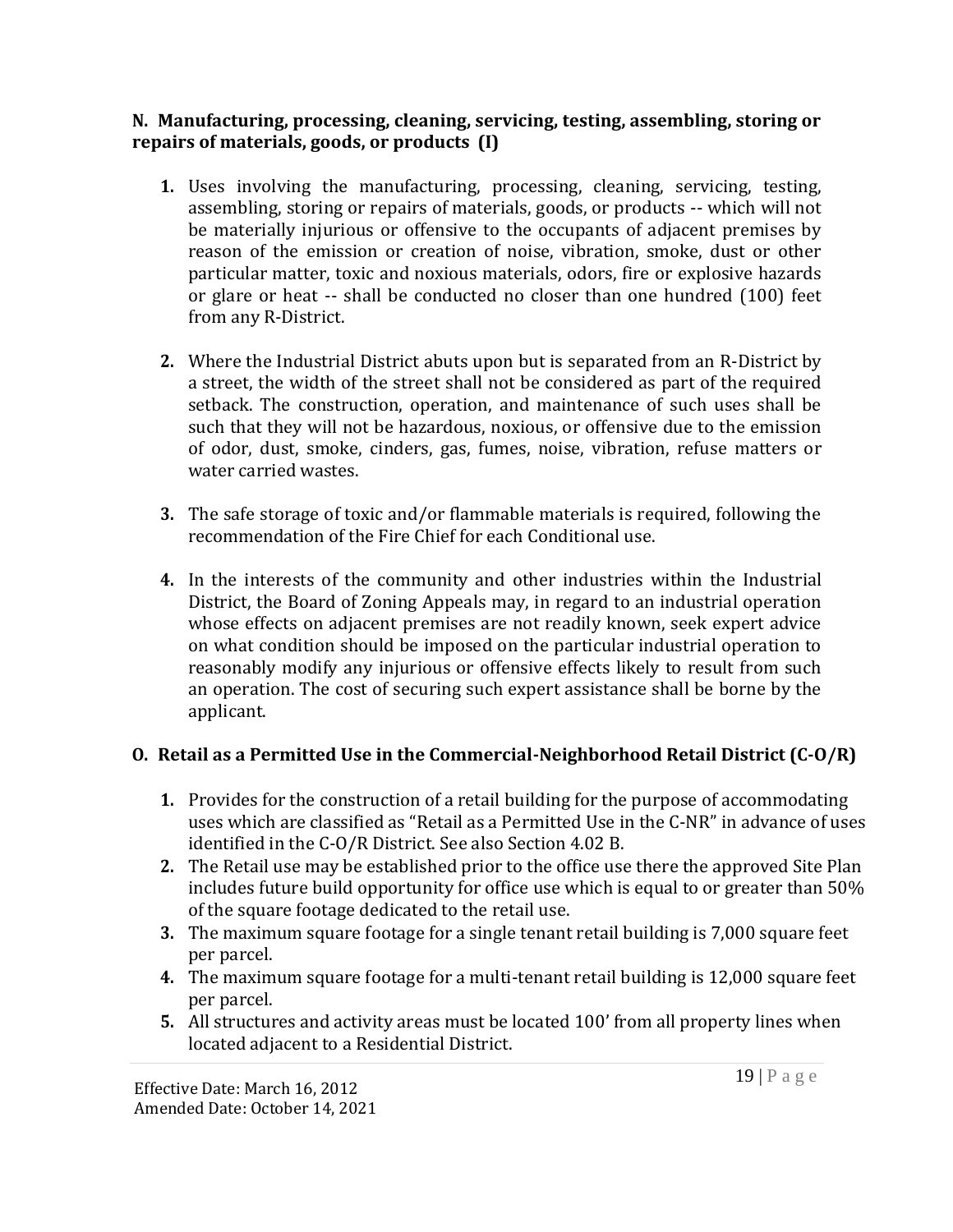**N. Manufacturing, processing, cleaning, servicing, testing, assembling, storing or repairs of materials, goods, or products (I)**

1. Uses involving the manufacturing, processing, cleaning, servicing, testing, assembling, storing or repairs of materials, goods, or products -- which will not be materially injurious or offensive to the occupants of adjacent premises by reason of the emission or creation of noise, vibration, smoke, dust or other particular matter, toxic and noxious materials, odors, fire or explosive hazards or glare or heat -- shall be conducted no closer than one hundred (100) feet from any R-District.

2. Where the Industrial District abuts upon but is separated from an R-District by a street, the width of the street shall not be considered as part of the required setback. The construction, operation, and maintenance of such uses shall be such that they will not be hazardous, noxious, or offensive due to the emission of odor, dust, smoke, cinders, gas, fumes, noise, vibration, refuse matters or water carried wastes.

3. The safe storage of toxic and/or flammable materials is required, following the recommendation of the Fire Chief for each Conditional use.

4. In the interests of the community and other industries within the Industrial District, the Board of Zoning Appeals may, in regard to an industrial operation whose effects on adjacent premises are not readily known, seek expert advice on what condition should be imposed on the particular industrial operation to reasonably modify any injurious or offensive effects likely to result from such an operation. The cost of securing such expert assistance shall be borne by the applicant.

**O. Retail as a Permitted Use in the Commercial-Neighborhood Retail District (C-O/R)**

1. Provides for the construction of a retail building for the purpose of accommodating uses which are classified as "Retail as a Permitted Use in the C-NR" in advance of uses identified in the C-O/R District. See also Section 4.02 B.
2. The Retail use may be established prior to the office use there the approved Site Plan includes future build opportunity for office use which is equal to or greater than 50% of the square footage dedicated to the retail use.
3. The maximum square footage for a single tenant retail building is 7,000 square feet per parcel.
4. The maximum square footage for a multi-tenant retail building is 12,000 square feet per parcel.
5. All structures and activity areas must be located 100' from all property lines when located adjacent to a Residential District.

Effective Date: March 16, 2012
Amended Date: October 14, 2021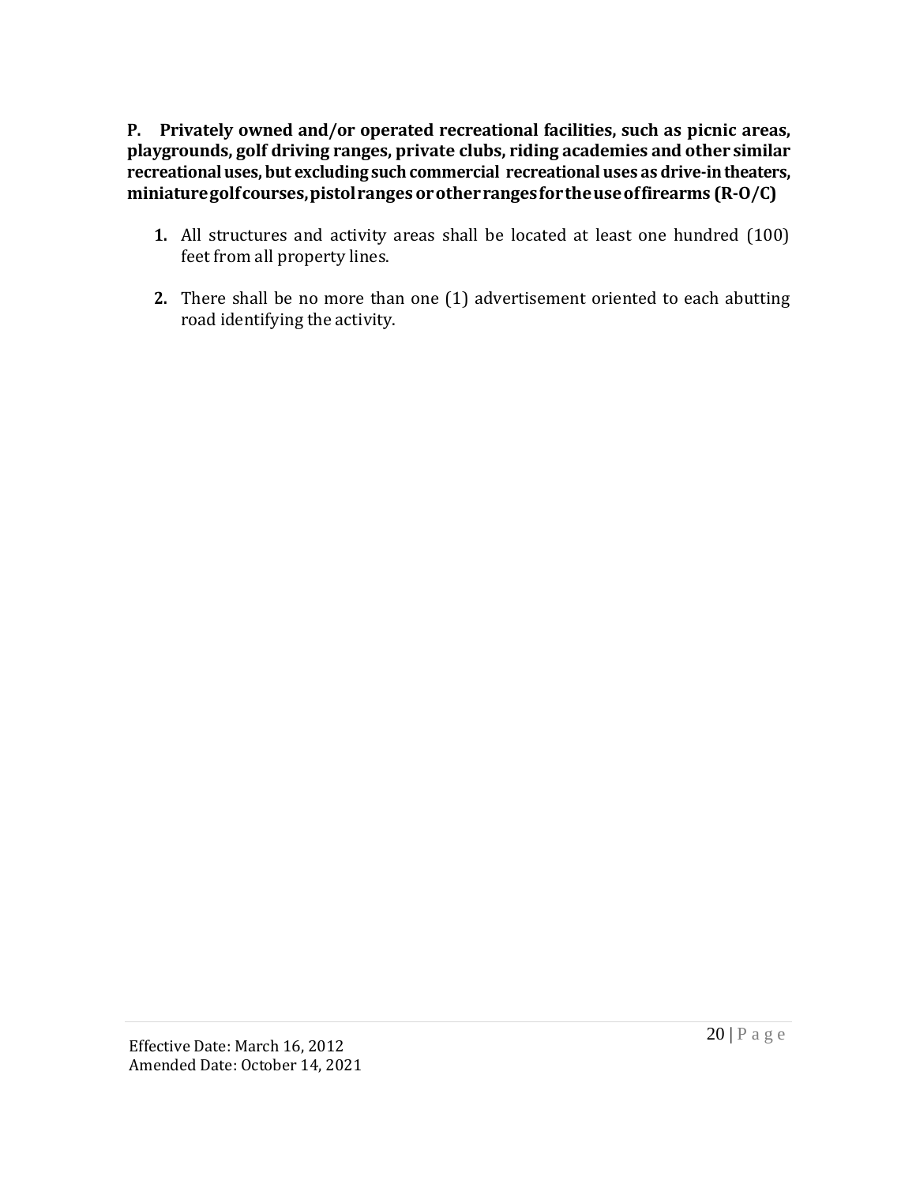**P. Privately owned and/or operated recreational facilities, such as picnic areas, playgrounds, golf driving ranges, private clubs, riding academies and other similar recreational uses, but excluding such commercial recreational uses as drive-in theaters, miniature golf courses, pistol ranges or other ranges for the use of firearms (R-O/C)**

1. All structures and activity areas shall be located at least one hundred (100) feet from all property lines.

2. There shall be no more than one (1) advertisement oriented to each abutting road identifying the activity.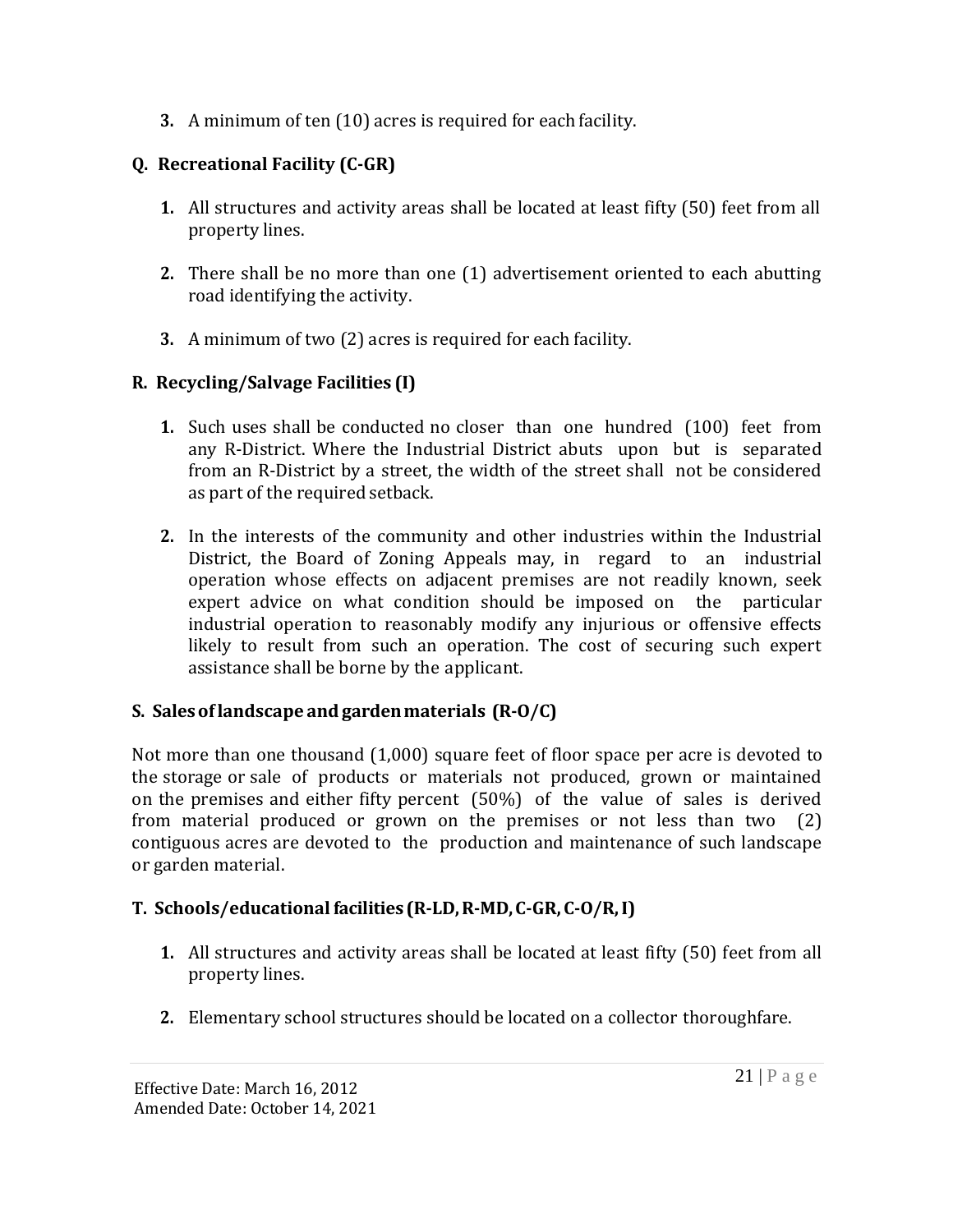3. A minimum of ten (10) acres is required for each facility.

### Q. Recreational Facility (C-GR)

1. All structures and activity areas shall be located at least fifty (50) feet from all property lines.

2. There shall be no more than one (1) advertisement oriented to each abutting road identifying the activity.

3. A minimum of two (2) acres is required for each facility.

### R. Recycling/Salvage Facilities (I)

1. Such uses shall be conducted no closer than one hundred (100) feet from any R-District. Where the Industrial District abuts upon but is separated from an R-District by a street, the width of the street shall not be considered as part of the required setback.

2. In the interests of the community and other industries within the Industrial District, the Board of Zoning Appeals may, in regard to an industrial operation whose effects on adjacent premises are not readily known, seek expert advice on what condition should be imposed on the particular industrial operation to reasonably modify any injurious or offensive effects likely to result from such an operation. The cost of securing such expert assistance shall be borne by the applicant.

### S. Sales of landscape and garden materials (R-O/C)

Not more than one thousand (1,000) square feet of floor space per acre is devoted to the storage or sale of products or materials not produced, grown or maintained on the premises and either fifty percent (50%) of the value of sales is derived from material produced or grown on the premises or not less than two (2) contiguous acres are devoted to the production and maintenance of such landscape or garden material.

### T. Schools/educational facilities (R-LD, R-MD, C-GR, C-O/R, I)

1. All structures and activity areas shall be located at least fifty (50) feet from all property lines.

2. Elementary school structures should be located on a collector thoroughfare.

Effective Date: March 16, 2012
Amended Date: October 14, 2021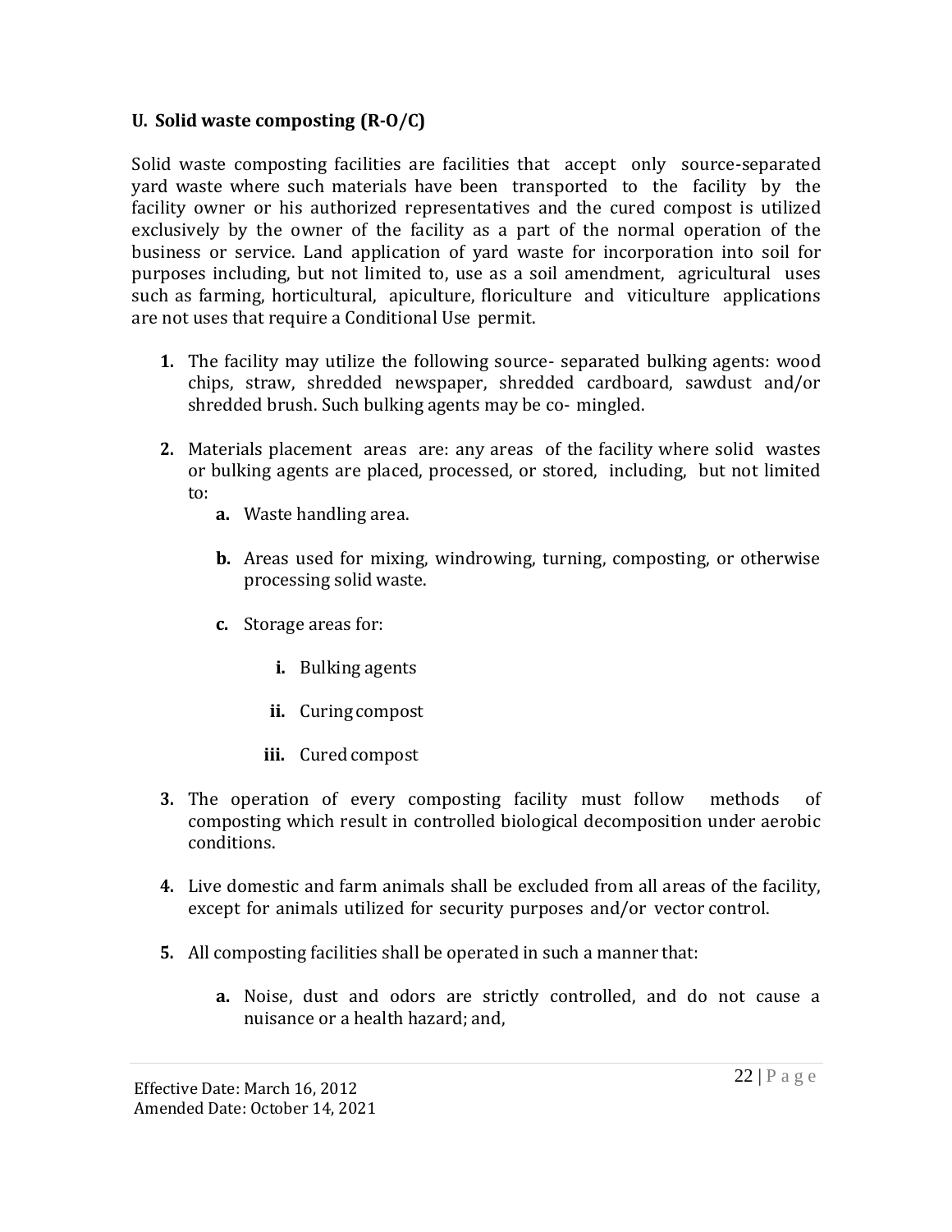### U. Solid waste composting (R-O/C)

Solid waste composting facilities are facilities that accept only source-separated yard waste where such materials have been transported to the facility by the facility owner or his authorized representatives and the cured compost is utilized exclusively by the owner of the facility as a part of the normal operation of the business or service. Land application of yard waste for incorporation into soil for purposes including, but not limited to, use as a soil amendment, agricultural uses such as farming, horticultural, apiculture, floriculture and viticulture applications are not uses that require a Conditional Use permit.

1. The facility may utilize the following source- separated bulking agents: wood chips, straw, shredded newspaper, shredded cardboard, sawdust and/or shredded brush. Such bulking agents may be co- mingled.

2. Materials placement areas are: any areas of the facility where solid wastes or bulking agents are placed, processed, or stored, including, but not limited to:
   - **a.** Waste handling area.
   - **b.** Areas used for mixing, windrowing, turning, composting, or otherwise processing solid waste.
   - **c.** Storage areas for:
     - **i.** Bulking agents
     - **ii.** Curing compost
     - **iii.** Cured compost

3. The operation of every composting facility must follow methods of composting which result in controlled biological decomposition under aerobic conditions.

4. Live domestic and farm animals shall be excluded from all areas of the facility, except for animals utilized for security purposes and/or vector control.

5. All composting facilities shall be operated in such a manner that:
   - **a.** Noise, dust and odors are strictly controlled, and do not cause a nuisance or a health hazard; and,

Effective Date: March 16, 2012
Amended Date: October 14, 2021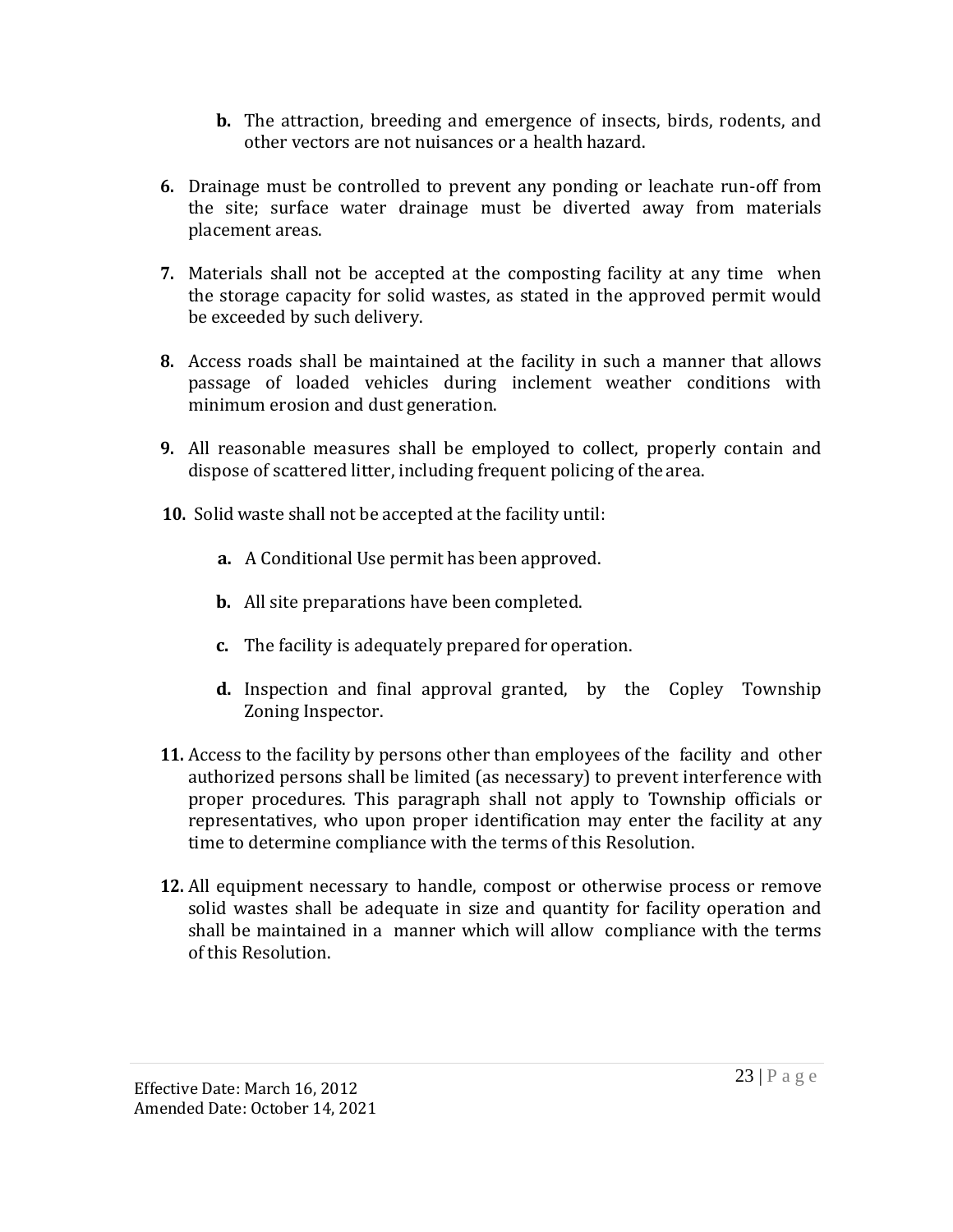**b.** The attraction, breeding and emergence of insects, birds, rodents, and other vectors are not nuisances or a health hazard.

**6.** Drainage must be controlled to prevent any ponding or leachate run-off from the site; surface water drainage must be diverted away from materials placement areas.

**7.** Materials shall not be accepted at the composting facility at any time when the storage capacity for solid wastes, as stated in the approved permit would be exceeded by such delivery.

**8.** Access roads shall be maintained at the facility in such a manner that allows passage of loaded vehicles during inclement weather conditions with minimum erosion and dust generation.

**9.** All reasonable measures shall be employed to collect, properly contain and dispose of scattered litter, including frequent policing of the area.

**10.** Solid waste shall not be accepted at the facility until:

**a.** A Conditional Use permit has been approved.

**b.** All site preparations have been completed.

**c.** The facility is adequately prepared for operation.

**d.** Inspection and final approval granted, by the Copley Township Zoning Inspector.

**11.** Access to the facility by persons other than employees of the facility and other authorized persons shall be limited (as necessary) to prevent interference with proper procedures. This paragraph shall not apply to Township officials or representatives, who upon proper identification may enter the facility at any time to determine compliance with the terms of this Resolution.

**12.** All equipment necessary to handle, compost or otherwise process or remove solid wastes shall be adequate in size and quantity for facility operation and shall be maintained in a manner which will allow compliance with the terms of this Resolution.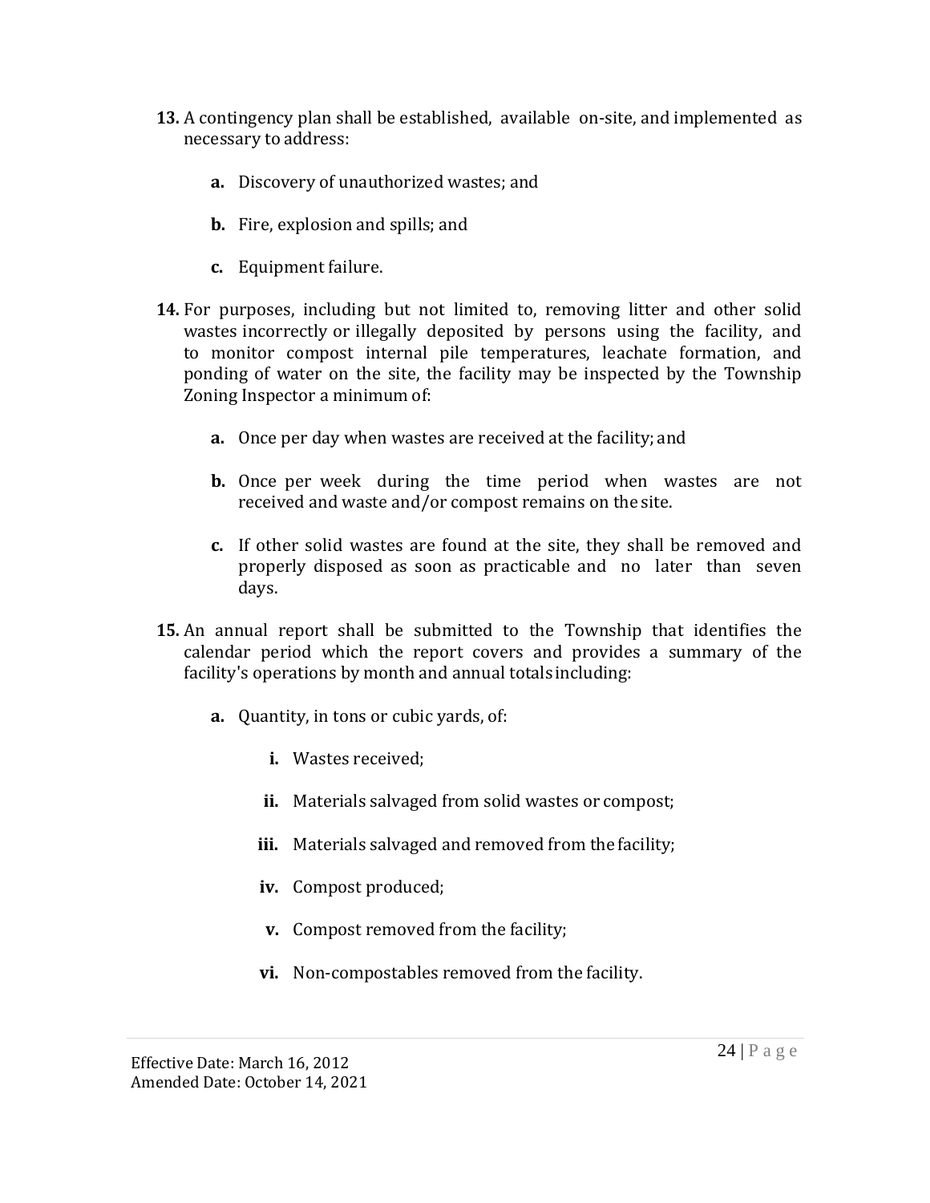**13.** A contingency plan shall be established, available on-site, and implemented as necessary to address:

- **a.** Discovery of unauthorized wastes; and
- **b.** Fire, explosion and spills; and
- **c.** Equipment failure.

**14.** For purposes, including but not limited to, removing litter and other solid wastes incorrectly or illegally deposited by persons using the facility, and to monitor compost internal pile temperatures, leachate formation, and ponding of water on the site, the facility may be inspected by the Township Zoning Inspector a minimum of:

- **a.** Once per day when wastes are received at the facility; and
- **b.** Once per week during the time period when wastes are not received and waste and/or compost remains on the site.
- **c.** If other solid wastes are found at the site, they shall be removed and properly disposed as soon as practicable and no later than seven days.

**15.** An annual report shall be submitted to the Township that identifies the calendar period which the report covers and provides a summary of the facility's operations by month and annual totals including:

- **a.** Quantity, in tons or cubic yards, of:
  - **i.** Wastes received;
  - **ii.** Materials salvaged from solid wastes or compost;
  - **iii.** Materials salvaged and removed from the facility;
  - **iv.** Compost produced;
  - **v.** Compost removed from the facility;
  - **vi.** Non-compostables removed from the facility.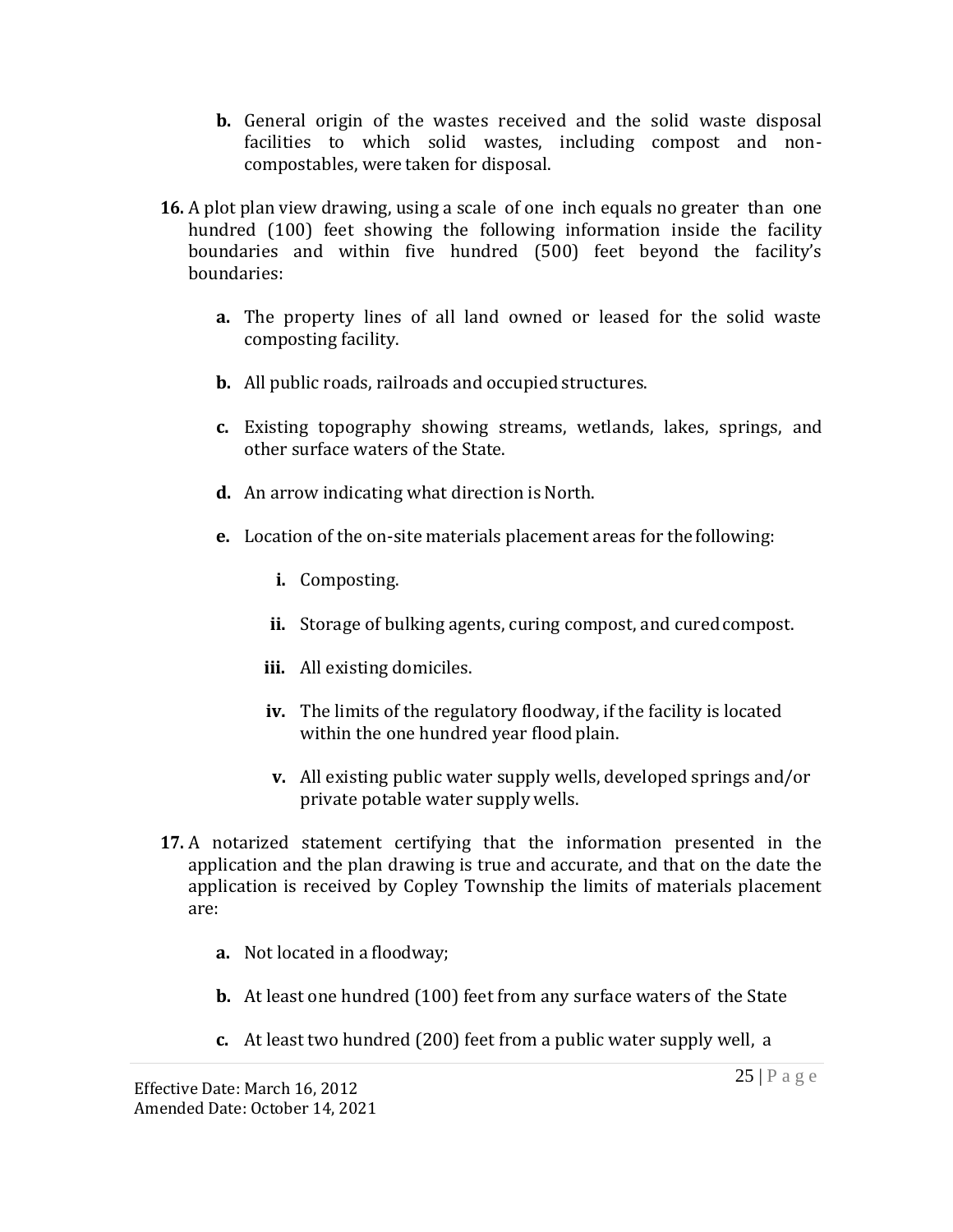**b.** General origin of the wastes received and the solid waste disposal facilities to which solid wastes, including compost and non-compostables, were taken for disposal.

**16.** A plot plan view drawing, using a scale of one inch equals no greater than one hundred (100) feet showing the following information inside the facility boundaries and within five hundred (500) feet beyond the facility's boundaries:

**a.** The property lines of all land owned or leased for the solid waste composting facility.

**b.** All public roads, railroads and occupied structures.

**c.** Existing topography showing streams, wetlands, lakes, springs, and other surface waters of the State.

**d.** An arrow indicating what direction is North.

**e.** Location of the on-site materials placement areas for the following:

**i.** Composting.

**ii.** Storage of bulking agents, curing compost, and cured compost.

**iii.** All existing domiciles.

**iv.** The limits of the regulatory floodway, if the facility is located within the one hundred year flood plain.

**v.** All existing public water supply wells, developed springs and/or private potable water supply wells.

**17.** A notarized statement certifying that the information presented in the application and the plan drawing is true and accurate, and that on the date the application is received by Copley Township the limits of materials placement are:

**a.** Not located in a floodway;

**b.** At least one hundred (100) feet from any surface waters of the State

**c.** At least two hundred (200) feet from a public water supply well, a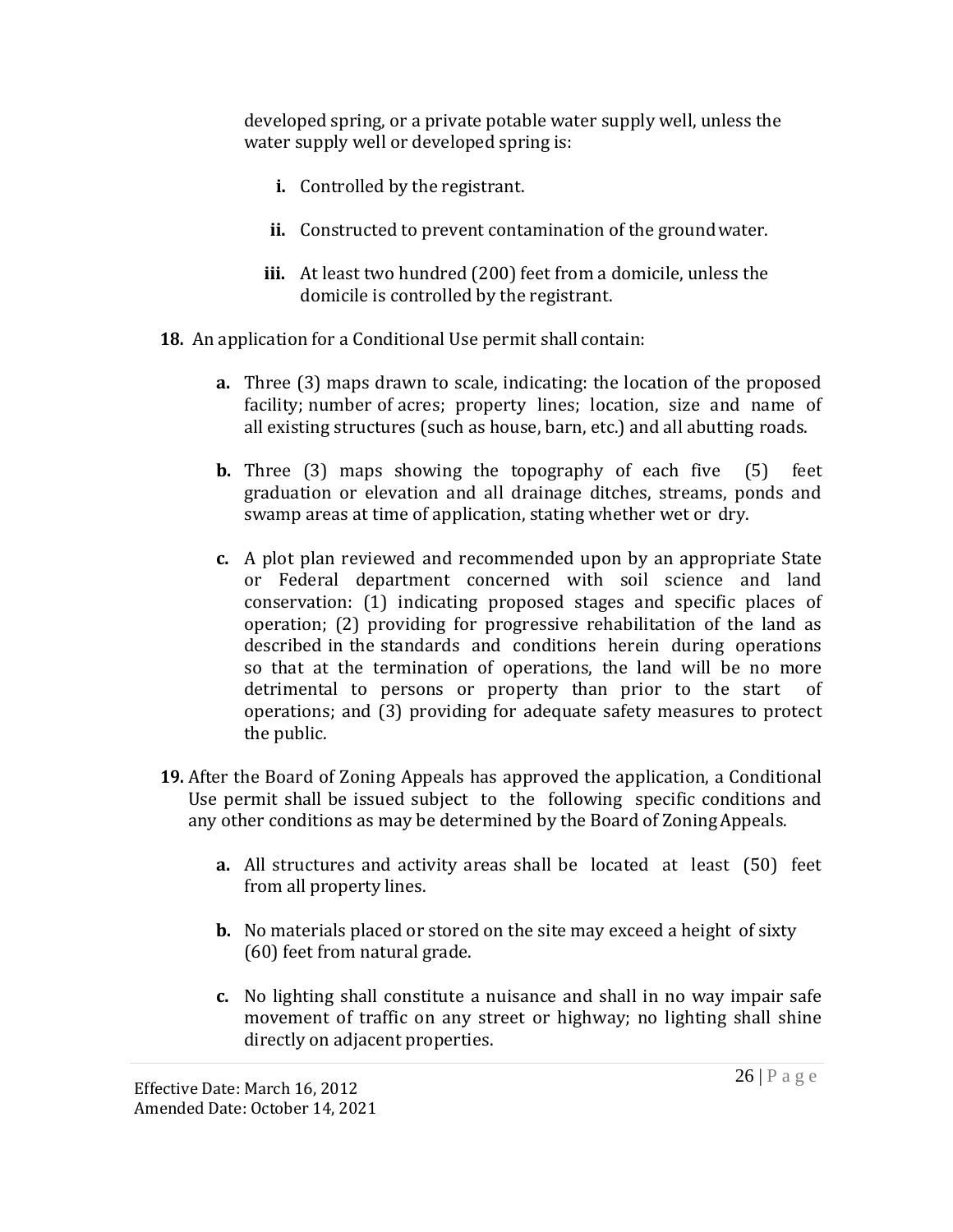developed spring, or a private potable water supply well, unless the water supply well or developed spring is:

- **i.** Controlled by the registrant.
- **ii.** Constructed to prevent contamination of the ground water.
- **iii.** At least two hundred (200) feet from a domicile, unless the domicile is controlled by the registrant.

**18.** An application for a Conditional Use permit shall contain:

- **a.** Three (3) maps drawn to scale, indicating: the location of the proposed facility; number of acres; property lines; location, size and name of all existing structures (such as house, barn, etc.) and all abutting roads.
- **b.** Three (3) maps showing the topography of each five (5) feet graduation or elevation and all drainage ditches, streams, ponds and swamp areas at time of application, stating whether wet or dry.
- **c.** A plot plan reviewed and recommended upon by an appropriate State or Federal department concerned with soil science and land conservation: (1) indicating proposed stages and specific places of operation; (2) providing for progressive rehabilitation of the land as described in the standards and conditions herein during operations so that at the termination of operations, the land will be no more detrimental to persons or property than prior to the start of operations; and (3) providing for adequate safety measures to protect the public.

**19.** After the Board of Zoning Appeals has approved the application, a Conditional Use permit shall be issued subject to the following specific conditions and any other conditions as may be determined by the Board of Zoning Appeals.

- **a.** All structures and activity areas shall be located at least (50) feet from all property lines.
- **b.** No materials placed or stored on the site may exceed a height of sixty (60) feet from natural grade.
- **c.** No lighting shall constitute a nuisance and shall in no way impair safe movement of traffic on any street or highway; no lighting shall shine directly on adjacent properties.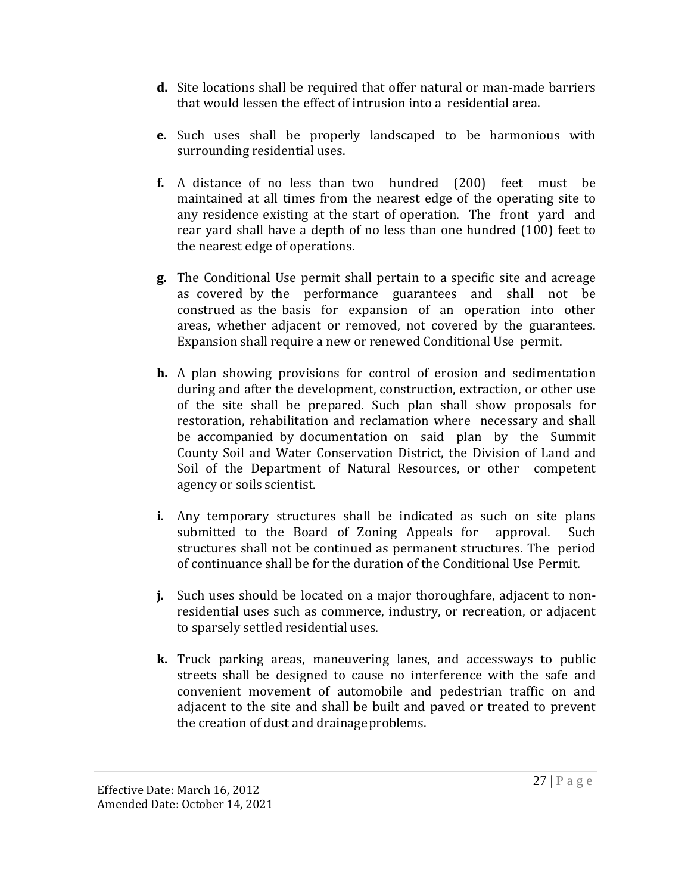**d.** Site locations shall be required that offer natural or man-made barriers that would lessen the effect of intrusion into a residential area.

**e.** Such uses shall be properly landscaped to be harmonious with surrounding residential uses.

**f.** A distance of no less than two hundred (200) feet must be maintained at all times from the nearest edge of the operating site to any residence existing at the start of operation. The front yard and rear yard shall have a depth of no less than one hundred (100) feet to the nearest edge of operations.

**g.** The Conditional Use permit shall pertain to a specific site and acreage as covered by the performance guarantees and shall not be construed as the basis for expansion of an operation into other areas, whether adjacent or removed, not covered by the guarantees. Expansion shall require a new or renewed Conditional Use permit.

**h.** A plan showing provisions for control of erosion and sedimentation during and after the development, construction, extraction, or other use of the site shall be prepared. Such plan shall show proposals for restoration, rehabilitation and reclamation where necessary and shall be accompanied by documentation on said plan by the Summit County Soil and Water Conservation District, the Division of Land and Soil of the Department of Natural Resources, or other competent agency or soils scientist.

**i.** Any temporary structures shall be indicated as such on site plans submitted to the Board of Zoning Appeals for approval. Such structures shall not be continued as permanent structures. The period of continuance shall be for the duration of the Conditional Use Permit.

**j.** Such uses should be located on a major thoroughfare, adjacent to non-residential uses such as commerce, industry, or recreation, or adjacent to sparsely settled residential uses.

**k.** Truck parking areas, maneuvering lanes, and accessways to public streets shall be designed to cause no interference with the safe and convenient movement of automobile and pedestrian traffic on and adjacent to the site and shall be built and paved or treated to prevent the creation of dust and drainage problems.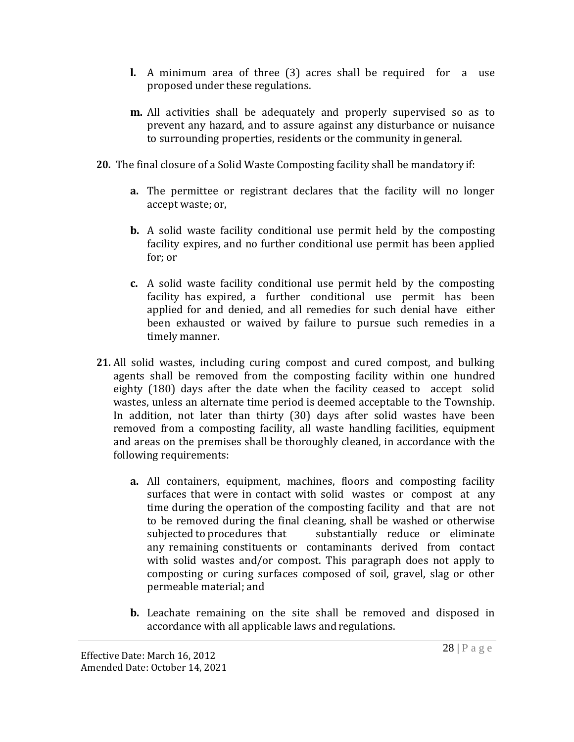- **l.** A minimum area of three (3) acres shall be required for a use proposed under these regulations.

- **m.** All activities shall be adequately and properly supervised so as to prevent any hazard, and to assure against any disturbance or nuisance to surrounding properties, residents or the community in general.

**20.** The final closure of a Solid Waste Composting facility shall be mandatory if:

- **a.** The permittee or registrant declares that the facility will no longer accept waste; or,

- **b.** A solid waste facility conditional use permit held by the composting facility expires, and no further conditional use permit has been applied for; or

- **c.** A solid waste facility conditional use permit held by the composting facility has expired, a further conditional use permit has been applied for and denied, and all remedies for such denial have either been exhausted or waived by failure to pursue such remedies in a timely manner.

**21.** All solid wastes, including curing compost and cured compost, and bulking agents shall be removed from the composting facility within one hundred eighty (180) days after the date when the facility ceased to accept solid wastes, unless an alternate time period is deemed acceptable to the Township. In addition, not later than thirty (30) days after solid wastes have been removed from a composting facility, all waste handling facilities, equipment and areas on the premises shall be thoroughly cleaned, in accordance with the following requirements:

- **a.** All containers, equipment, machines, floors and composting facility surfaces that were in contact with solid wastes or compost at any time during the operation of the composting facility and that are not to be removed during the final cleaning, shall be washed or otherwise subjected to procedures that substantially reduce or eliminate any remaining constituents or contaminants derived from contact with solid wastes and/or compost. This paragraph does not apply to composting or curing surfaces composed of soil, gravel, slag or other permeable material; and

- **b.** Leachate remaining on the site shall be removed and disposed in accordance with all applicable laws and regulations.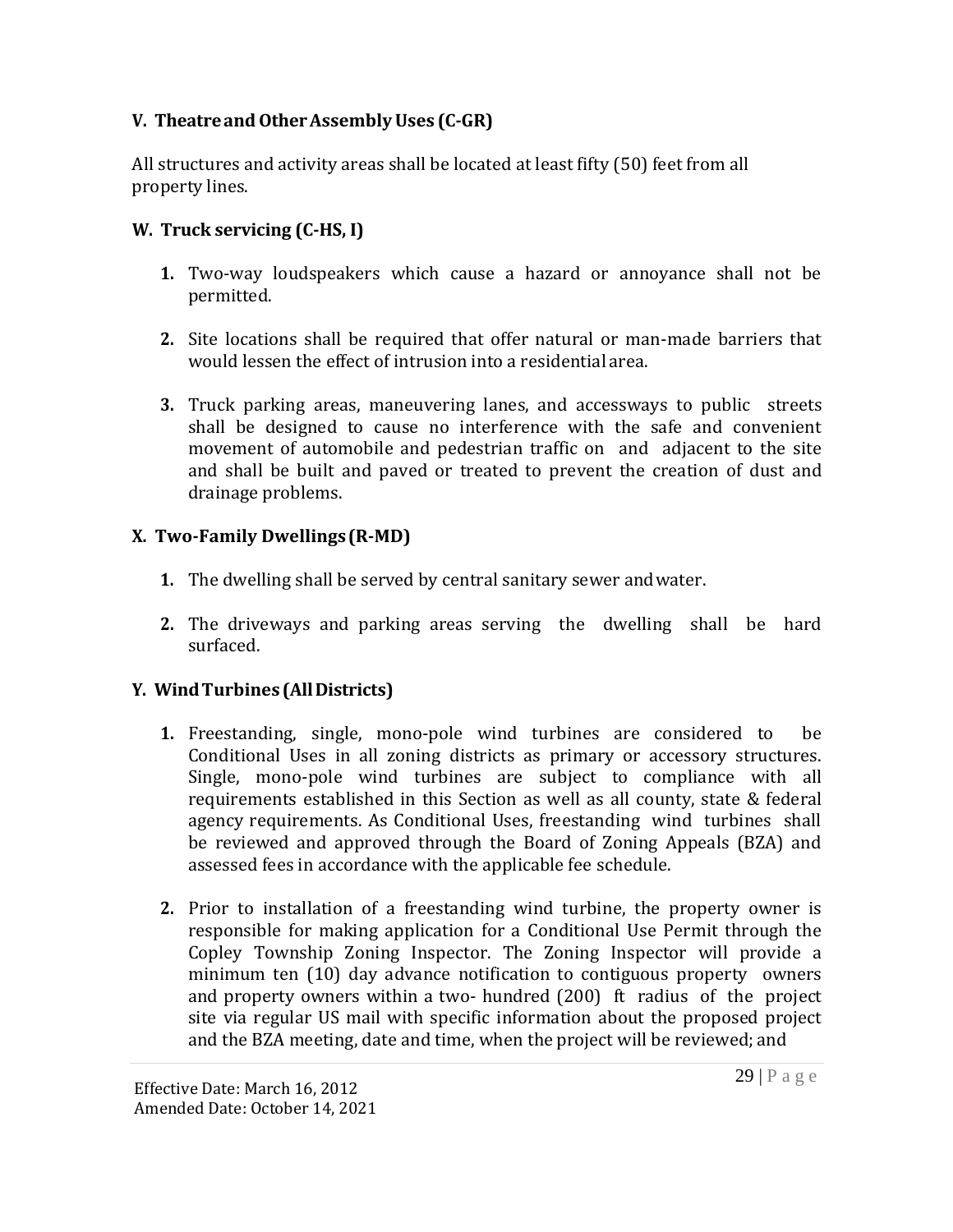### V. Theatre and Other Assembly Uses (C-GR)

All structures and activity areas shall be located at least fifty (50) feet from all property lines.

### W. Truck servicing (C-HS, I)

1. Two-way loudspeakers which cause a hazard or annoyance shall not be permitted.

2. Site locations shall be required that offer natural or man-made barriers that would lessen the effect of intrusion into a residential area.

3. Truck parking areas, maneuvering lanes, and accessways to public streets shall be designed to cause no interference with the safe and convenient movement of automobile and pedestrian traffic on and adjacent to the site and shall be built and paved or treated to prevent the creation of dust and drainage problems.

### X. Two-Family Dwellings (R-MD)

1. The dwelling shall be served by central sanitary sewer and water.

2. The driveways and parking areas serving the dwelling shall be hard surfaced.

### Y. Wind Turbines (All Districts)

1. Freestanding, single, mono-pole wind turbines are considered to be Conditional Uses in all zoning districts as primary or accessory structures. Single, mono-pole wind turbines are subject to compliance with all requirements established in this Section as well as all county, state & federal agency requirements. As Conditional Uses, freestanding wind turbines shall be reviewed and approved through the Board of Zoning Appeals (BZA) and assessed fees in accordance with the applicable fee schedule.

2. Prior to installation of a freestanding wind turbine, the property owner is responsible for making application for a Conditional Use Permit through the Copley Township Zoning Inspector. The Zoning Inspector will provide a minimum ten (10) day advance notification to contiguous property owners and property owners within a two- hundred (200) ft radius of the project site via regular US mail with specific information about the proposed project and the BZA meeting, date and time, when the project will be reviewed; and

Effective Date: March 16, 2012
Amended Date: October 14, 2021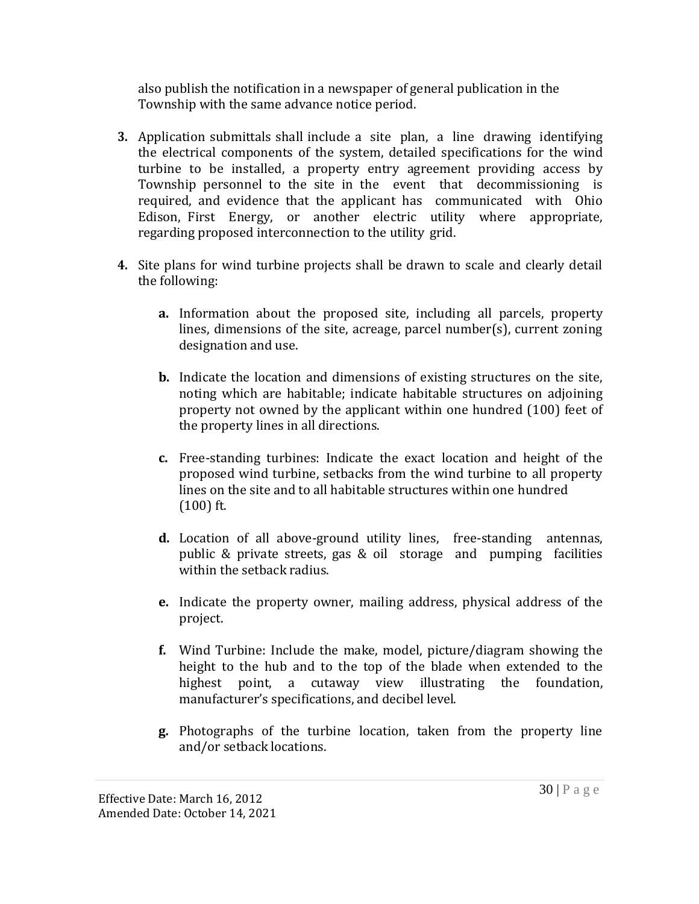also publish the notification in a newspaper of general publication in the Township with the same advance notice period.

3. Application submittals shall include a site plan, a line drawing identifying the electrical components of the system, detailed specifications for the wind turbine to be installed, a property entry agreement providing access by Township personnel to the site in the event that decommissioning is required, and evidence that the applicant has communicated with Ohio Edison, First Energy, or another electric utility where appropriate, regarding proposed interconnection to the utility grid.

4. Site plans for wind turbine projects shall be drawn to scale and clearly detail the following:

   a. Information about the proposed site, including all parcels, property lines, dimensions of the site, acreage, parcel number(s), current zoning designation and use.

   b. Indicate the location and dimensions of existing structures on the site, noting which are habitable; indicate habitable structures on adjoining property not owned by the applicant within one hundred (100) feet of the property lines in all directions.

   c. Free-standing turbines: Indicate the exact location and height of the proposed wind turbine, setbacks from the wind turbine to all property lines on the site and to all habitable structures within one hundred (100) ft.

   d. Location of all above-ground utility lines, free-standing antennas, public & private streets, gas & oil storage and pumping facilities within the setback radius.

   e. Indicate the property owner, mailing address, physical address of the project.

   f. Wind Turbine: Include the make, model, picture/diagram showing the height to the hub and to the top of the blade when extended to the highest point, a cutaway view illustrating the foundation, manufacturer's specifications, and decibel level.

   g. Photographs of the turbine location, taken from the property line and/or setback locations.

Effective Date: March 16, 2012
Amended Date: October 14, 2021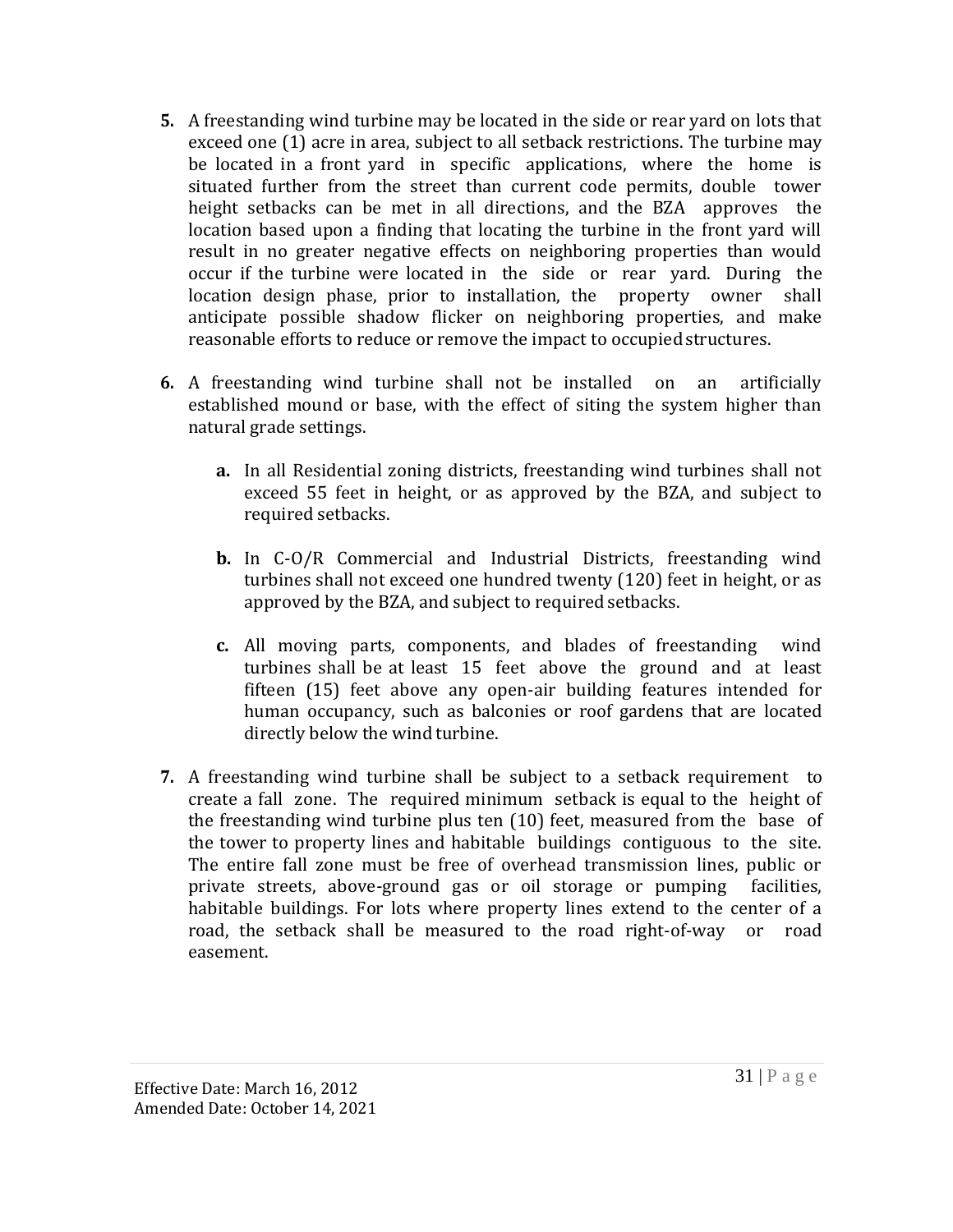**5.** A freestanding wind turbine may be located in the side or rear yard on lots that exceed one (1) acre in area, subject to all setback restrictions. The turbine may be located in a front yard in specific applications, where the home is situated further from the street than current code permits, double tower height setbacks can be met in all directions, and the BZA approves the location based upon a finding that locating the turbine in the front yard will result in no greater negative effects on neighboring properties than would occur if the turbine were located in the side or rear yard. During the location design phase, prior to installation, the property owner shall anticipate possible shadow flicker on neighboring properties, and make reasonable efforts to reduce or remove the impact to occupied structures.

**6.** A freestanding wind turbine shall not be installed on an artificially established mound or base, with the effect of siting the system higher than natural grade settings.

   **a.** In all Residential zoning districts, freestanding wind turbines shall not exceed 55 feet in height, or as approved by the BZA, and subject to required setbacks.

   **b.** In C-O/R Commercial and Industrial Districts, freestanding wind turbines shall not exceed one hundred twenty (120) feet in height, or as approved by the BZA, and subject to required setbacks.

   **c.** All moving parts, components, and blades of freestanding wind turbines shall be at least 15 feet above the ground and at least fifteen (15) feet above any open-air building features intended for human occupancy, such as balconies or roof gardens that are located directly below the wind turbine.

**7.** A freestanding wind turbine shall be subject to a setback requirement to create a fall zone. The required minimum setback is equal to the height of the freestanding wind turbine plus ten (10) feet, measured from the base of the tower to property lines and habitable buildings contiguous to the site. The entire fall zone must be free of overhead transmission lines, public or private streets, above-ground gas or oil storage or pumping facilities, habitable buildings. For lots where property lines extend to the center of a road, the setback shall be measured to the road right-of-way or road easement.

Effective Date: March 16, 2012
Amended Date: October 14, 2021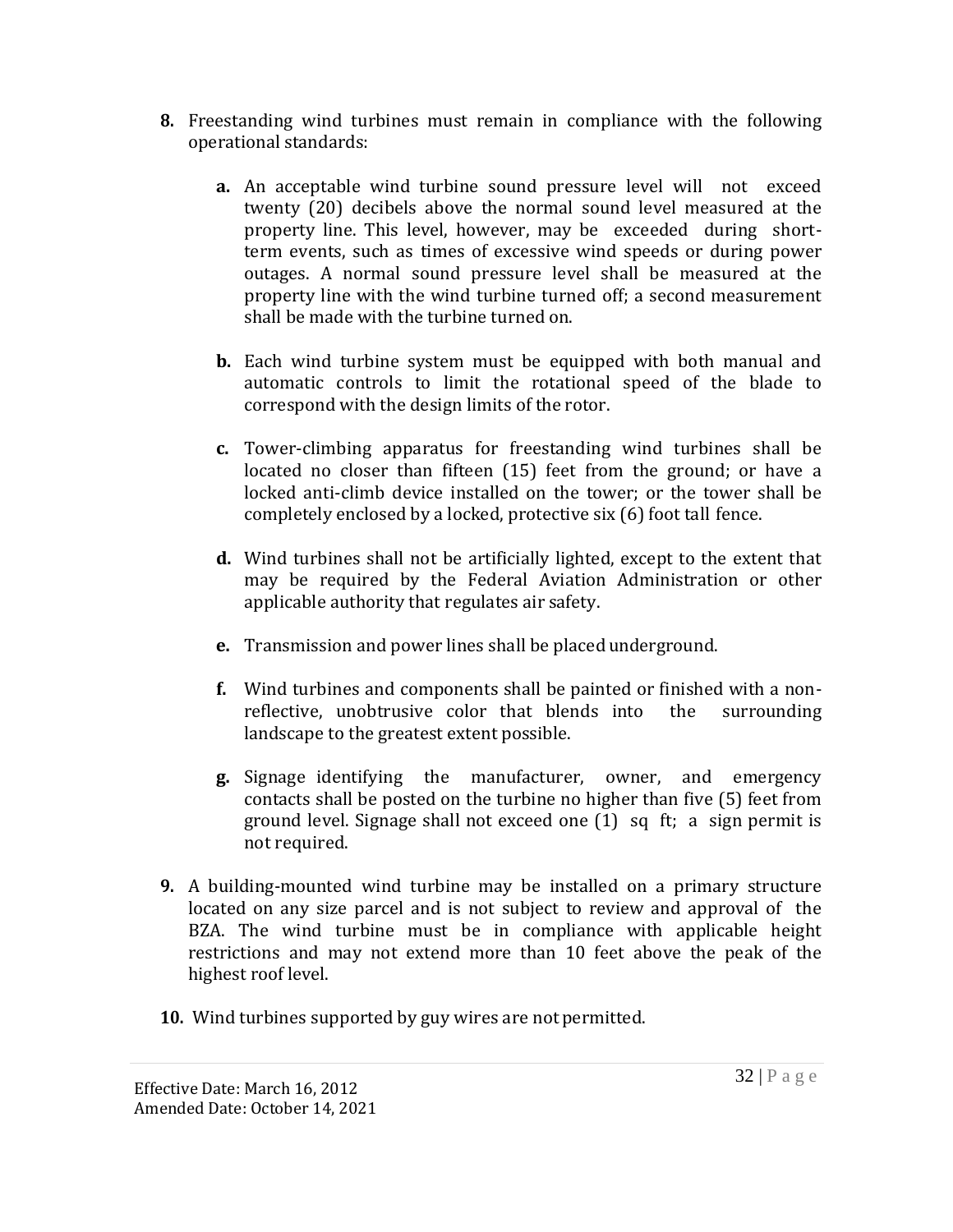8. Freestanding wind turbines must remain in compliance with the following operational standards:

   a. An acceptable wind turbine sound pressure level will not exceed twenty (20) decibels above the normal sound level measured at the property line. This level, however, may be exceeded during short-term events, such as times of excessive wind speeds or during power outages. A normal sound pressure level shall be measured at the property line with the wind turbine turned off; a second measurement shall be made with the turbine turned on.

   b. Each wind turbine system must be equipped with both manual and automatic controls to limit the rotational speed of the blade to correspond with the design limits of the rotor.

   c. Tower-climbing apparatus for freestanding wind turbines shall be located no closer than fifteen (15) feet from the ground; or have a locked anti-climb device installed on the tower; or the tower shall be completely enclosed by a locked, protective six (6) foot tall fence.

   d. Wind turbines shall not be artificially lighted, except to the extent that may be required by the Federal Aviation Administration or other applicable authority that regulates air safety.

   e. Transmission and power lines shall be placed underground.

   f. Wind turbines and components shall be painted or finished with a non-reflective, unobtrusive color that blends into the surrounding landscape to the greatest extent possible.

   g. Signage identifying the manufacturer, owner, and emergency contacts shall be posted on the turbine no higher than five (5) feet from ground level. Signage shall not exceed one (1) sq ft; a sign permit is not required.

9. A building-mounted wind turbine may be installed on a primary structure located on any size parcel and is not subject to review and approval of the BZA. The wind turbine must be in compliance with applicable height restrictions and may not extend more than 10 feet above the peak of the highest roof level.

10. Wind turbines supported by guy wires are not permitted.

Effective Date: March 16, 2012
Amended Date: October 14, 2021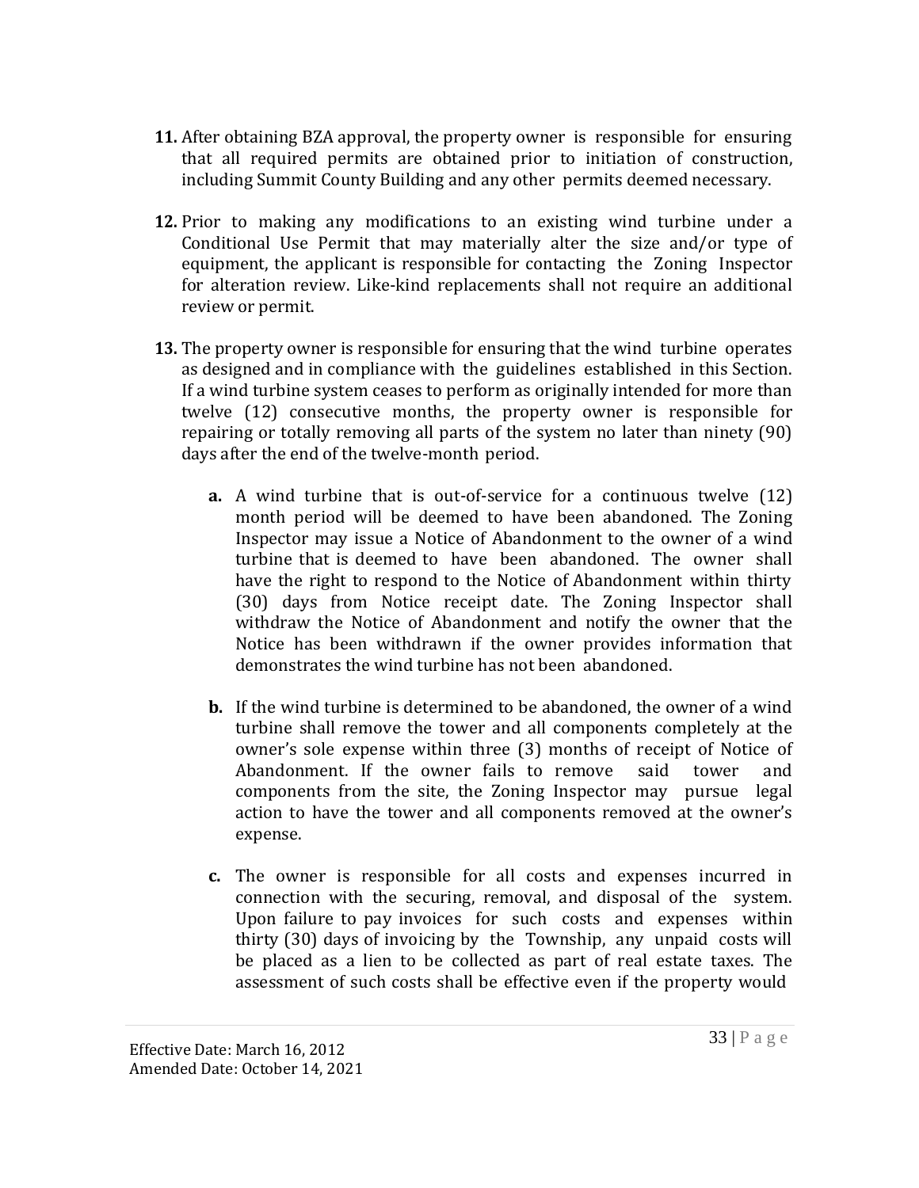**11.** After obtaining BZA approval, the property owner is responsible for ensuring that all required permits are obtained prior to initiation of construction, including Summit County Building and any other permits deemed necessary.

**12.** Prior to making any modifications to an existing wind turbine under a Conditional Use Permit that may materially alter the size and/or type of equipment, the applicant is responsible for contacting the Zoning Inspector for alteration review. Like-kind replacements shall not require an additional review or permit.

**13.** The property owner is responsible for ensuring that the wind turbine operates as designed and in compliance with the guidelines established in this Section. If a wind turbine system ceases to perform as originally intended for more than twelve (12) consecutive months, the property owner is responsible for repairing or totally removing all parts of the system no later than ninety (90) days after the end of the twelve-month period.

   **a.** A wind turbine that is out-of-service for a continuous twelve (12) month period will be deemed to have been abandoned. The Zoning Inspector may issue a Notice of Abandonment to the owner of a wind turbine that is deemed to have been abandoned. The owner shall have the right to respond to the Notice of Abandonment within thirty (30) days from Notice receipt date. The Zoning Inspector shall withdraw the Notice of Abandonment and notify the owner that the Notice has been withdrawn if the owner provides information that demonstrates the wind turbine has not been abandoned.

   **b.** If the wind turbine is determined to be abandoned, the owner of a wind turbine shall remove the tower and all components completely at the owner's sole expense within three (3) months of receipt of Notice of Abandonment. If the owner fails to remove said tower and components from the site, the Zoning Inspector may pursue legal action to have the tower and all components removed at the owner's expense.

   **c.** The owner is responsible for all costs and expenses incurred in connection with the securing, removal, and disposal of the system. Upon failure to pay invoices for such costs and expenses within thirty (30) days of invoicing by the Township, any unpaid costs will be placed as a lien to be collected as part of real estate taxes. The assessment of such costs shall be effective even if the property would

Effective Date: March 16, 2012
Amended Date: October 14, 2021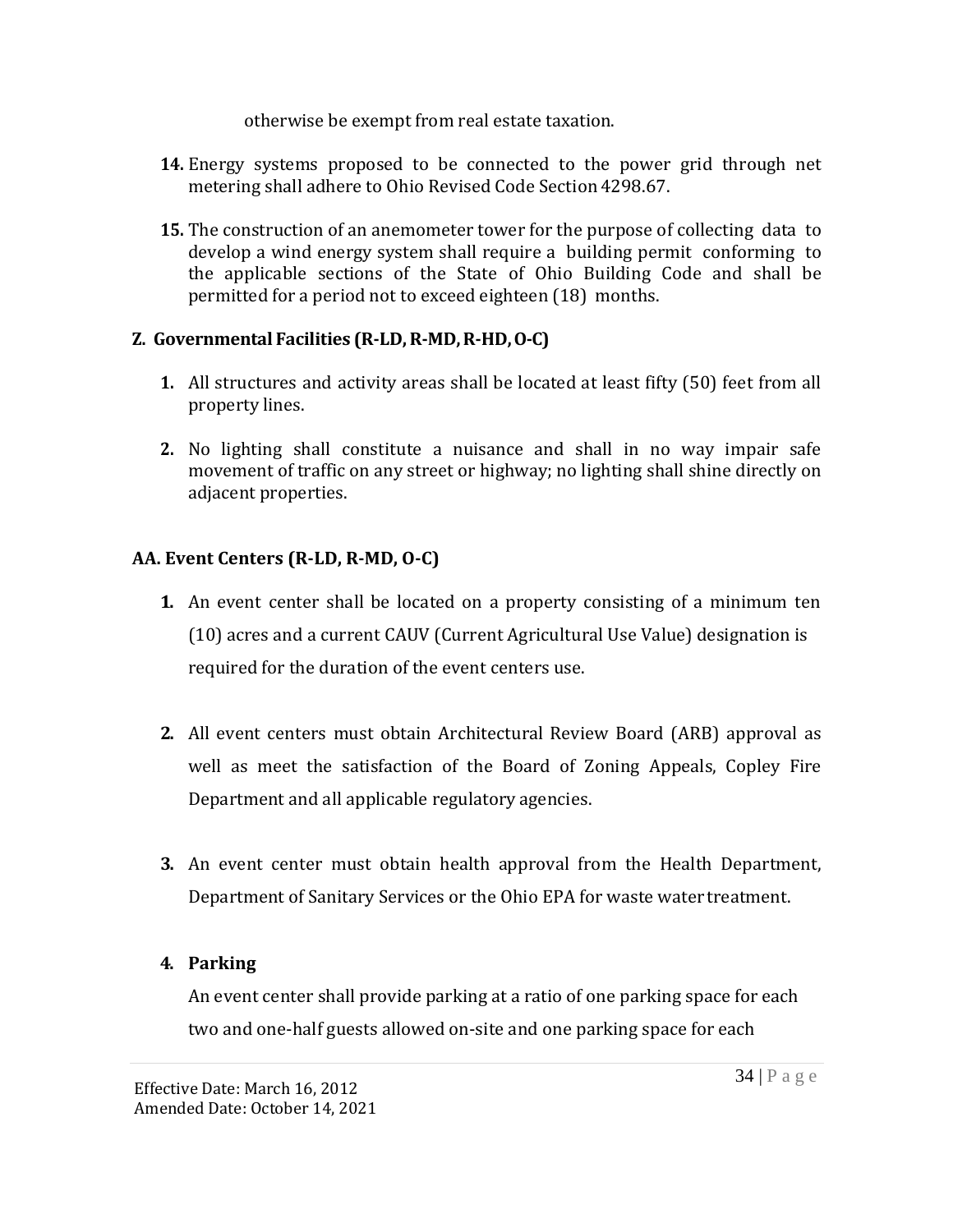otherwise be exempt from real estate taxation.

**14.** Energy systems proposed to be connected to the power grid through net metering shall adhere to Ohio Revised Code Section 4298.67.

**15.** The construction of an anemometer tower for the purpose of collecting data to develop a wind energy system shall require a building permit conforming to the applicable sections of the State of Ohio Building Code and shall be permitted for a period not to exceed eighteen (18) months.

### Z. Governmental Facilities (R-LD, R-MD, R-HD, O-C)

**1.** All structures and activity areas shall be located at least fifty (50) feet from all property lines.

**2.** No lighting shall constitute a nuisance and shall in no way impair safe movement of traffic on any street or highway; no lighting shall shine directly on adjacent properties.

### AA. Event Centers (R-LD, R-MD, O-C)

**1.** An event center shall be located on a property consisting of a minimum ten (10) acres and a current CAUV (Current Agricultural Use Value) designation is required for the duration of the event centers use.

**2.** All event centers must obtain Architectural Review Board (ARB) approval as well as meet the satisfaction of the Board of Zoning Appeals, Copley Fire Department and all applicable regulatory agencies.

**3.** An event center must obtain health approval from the Health Department, Department of Sanitary Services or the Ohio EPA for waste water treatment.

**4. Parking**

An event center shall provide parking at a ratio of one parking space for each two and one-half guests allowed on-site and one parking space for each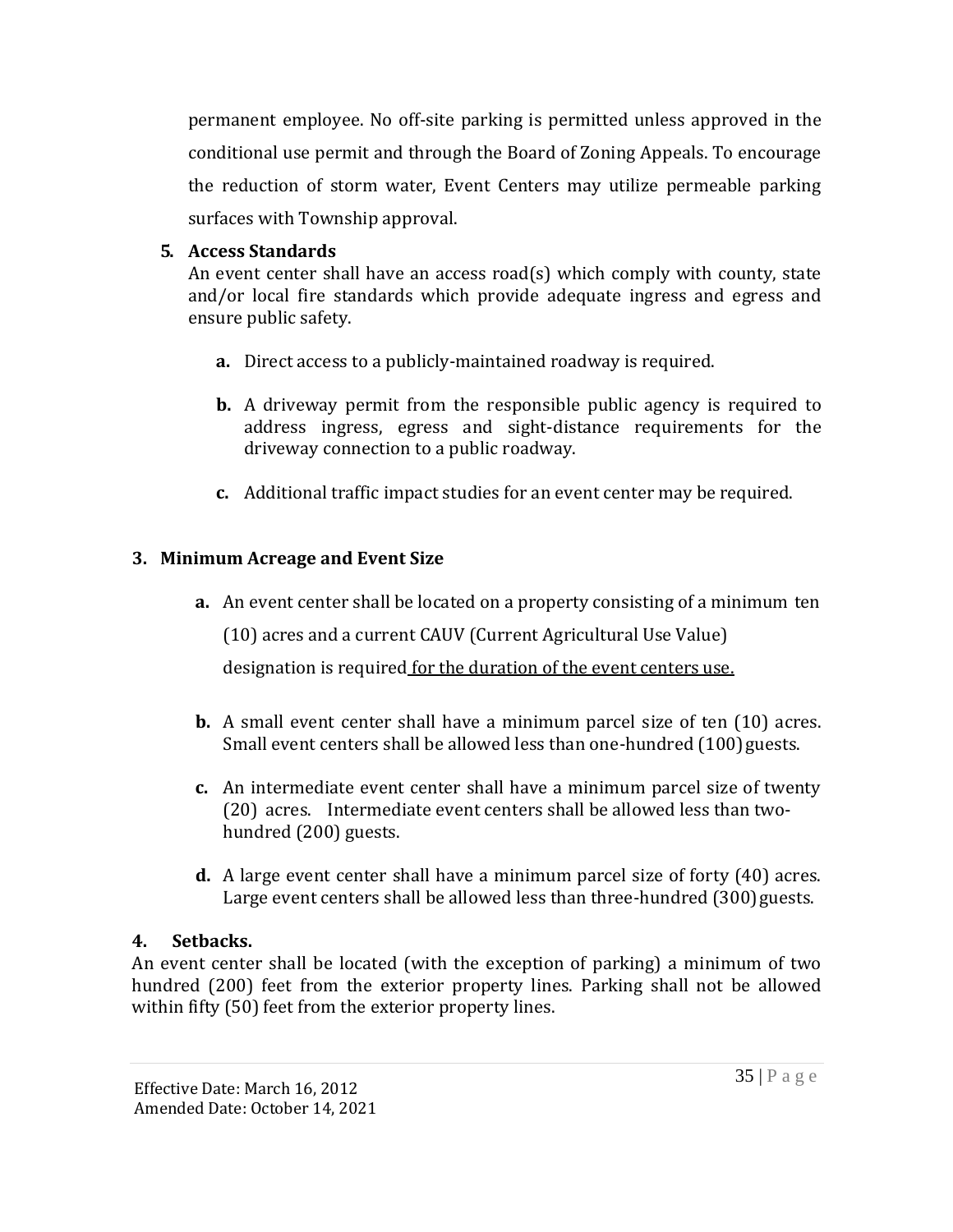permanent employee. No off-site parking is permitted unless approved in the conditional use permit and through the Board of Zoning Appeals. To encourage the reduction of storm water, Event Centers may utilize permeable parking surfaces with Township approval.

**5. Access Standards**

An event center shall have an access road(s) which comply with county, state and/or local fire standards which provide adequate ingress and egress and ensure public safety.

- **a.** Direct access to a publicly-maintained roadway is required.
- **b.** A driveway permit from the responsible public agency is required to address ingress, egress and sight-distance requirements for the driveway connection to a public roadway.
- **c.** Additional traffic impact studies for an event center may be required.

**3. Minimum Acreage and Event Size**

- **a.** An event center shall be located on a property consisting of a minimum ten (10) acres and a current CAUV (Current Agricultural Use Value) designation is required <u>for the duration of the event centers use.</u>
- **b.** A small event center shall have a minimum parcel size of ten (10) acres. Small event centers shall be allowed less than one-hundred (100) guests.
- **c.** An intermediate event center shall have a minimum parcel size of twenty (20) acres. Intermediate event centers shall be allowed less than two-hundred (200) guests.
- **d.** A large event center shall have a minimum parcel size of forty (40) acres. Large event centers shall be allowed less than three-hundred (300) guests.

**4. Setbacks.**

An event center shall be located (with the exception of parking) a minimum of two hundred (200) feet from the exterior property lines. Parking shall not be allowed within fifty (50) feet from the exterior property lines.

Effective Date: March 16, 2012
Amended Date: October 14, 2021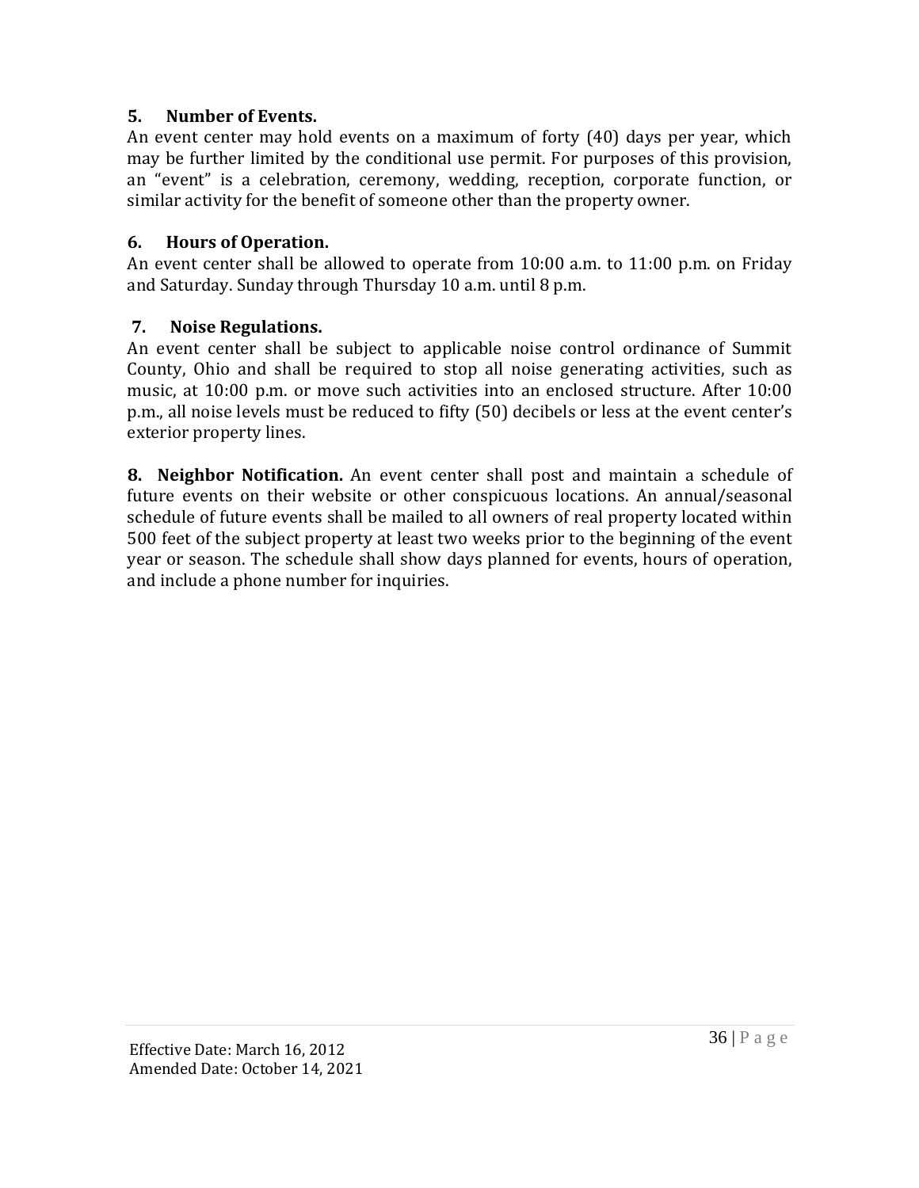**5. Number of Events.**

An event center may hold events on a maximum of forty (40) days per year, which may be further limited by the conditional use permit. For purposes of this provision, an "event" is a celebration, ceremony, wedding, reception, corporate function, or similar activity for the benefit of someone other than the property owner.

**6. Hours of Operation.**

An event center shall be allowed to operate from 10:00 a.m. to 11:00 p.m. on Friday and Saturday. Sunday through Thursday 10 a.m. until 8 p.m.

**7. Noise Regulations.**

An event center shall be subject to applicable noise control ordinance of Summit County, Ohio and shall be required to stop all noise generating activities, such as music, at 10:00 p.m. or move such activities into an enclosed structure. After 10:00 p.m., all noise levels must be reduced to fifty (50) decibels or less at the event center's exterior property lines.

**8. Neighbor Notification.** An event center shall post and maintain a schedule of future events on their website or other conspicuous locations. An annual/seasonal schedule of future events shall be mailed to all owners of real property located within 500 feet of the subject property at least two weeks prior to the beginning of the event year or season. The schedule shall show days planned for events, hours of operation, and include a phone number for inquiries.

Effective Date: March 16, 2012
Amended Date: October 14, 2021